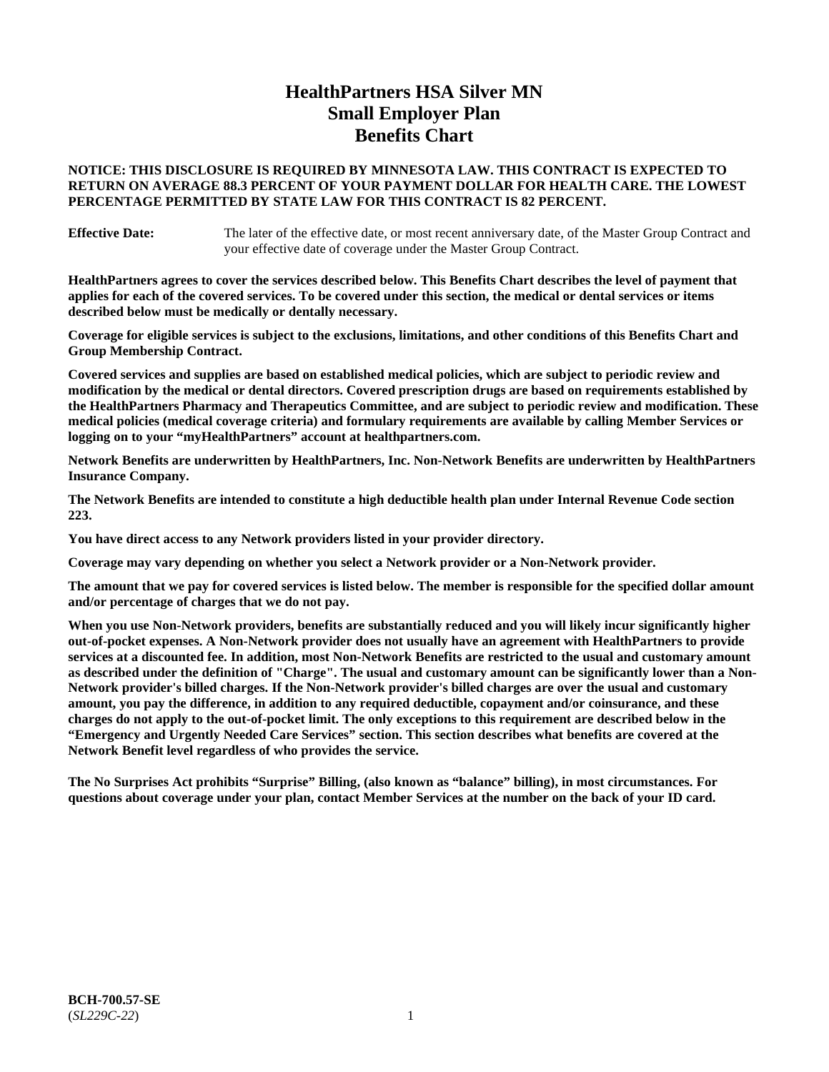# HealthPartners HSA Silver MN
# Small Employer Plan
# Benefits Chart

**NOTICE: THIS DISCLOSURE IS REQUIRED BY MINNESOTA LAW. THIS CONTRACT IS EXPECTED TO RETURN ON AVERAGE 88.3 PERCENT OF YOUR PAYMENT DOLLAR FOR HEALTH CARE. THE LOWEST PERCENTAGE PERMITTED BY STATE LAW FOR THIS CONTRACT IS 82 PERCENT.**

**Effective Date:** The later of the effective date, or most recent anniversary date, of the Master Group Contract and your effective date of coverage under the Master Group Contract.

**HealthPartners agrees to cover the services described below. This Benefits Chart describes the level of payment that applies for each of the covered services. To be covered under this section, the medical or dental services or items described below must be medically or dentally necessary.**

**Coverage for eligible services is subject to the exclusions, limitations, and other conditions of this Benefits Chart and Group Membership Contract.**

**Covered services and supplies are based on established medical policies, which are subject to periodic review and modification by the medical or dental directors. Covered prescription drugs are based on requirements established by the HealthPartners Pharmacy and Therapeutics Committee, and are subject to periodic review and modification. These medical policies (medical coverage criteria) and formulary requirements are available by calling Member Services or logging on to your "myHealthPartners" account at healthpartners.com.**

**Network Benefits are underwritten by HealthPartners, Inc. Non-Network Benefits are underwritten by HealthPartners Insurance Company.**

**The Network Benefits are intended to constitute a high deductible health plan under Internal Revenue Code section 223.**

**You have direct access to any Network providers listed in your provider directory.**

**Coverage may vary depending on whether you select a Network provider or a Non-Network provider.**

**The amount that we pay for covered services is listed below. The member is responsible for the specified dollar amount and/or percentage of charges that we do not pay.**

**When you use Non-Network providers, benefits are substantially reduced and you will likely incur significantly higher out-of-pocket expenses. A Non-Network provider does not usually have an agreement with HealthPartners to provide services at a discounted fee. In addition, most Non-Network Benefits are restricted to the usual and customary amount as described under the definition of "Charge". The usual and customary amount can be significantly lower than a Non-Network provider's billed charges. If the Non-Network provider's billed charges are over the usual and customary amount, you pay the difference, in addition to any required deductible, copayment and/or coinsurance, and these charges do not apply to the out-of-pocket limit. The only exceptions to this requirement are described below in the "Emergency and Urgently Needed Care Services" section. This section describes what benefits are covered at the Network Benefit level regardless of who provides the service.**

**The No Surprises Act prohibits "Surprise" Billing, (also known as "balance" billing), in most circumstances. For questions about coverage under your plan, contact Member Services at the number on the back of your ID card.**

**BCH-700.57-SE**
(*SL229C-22*)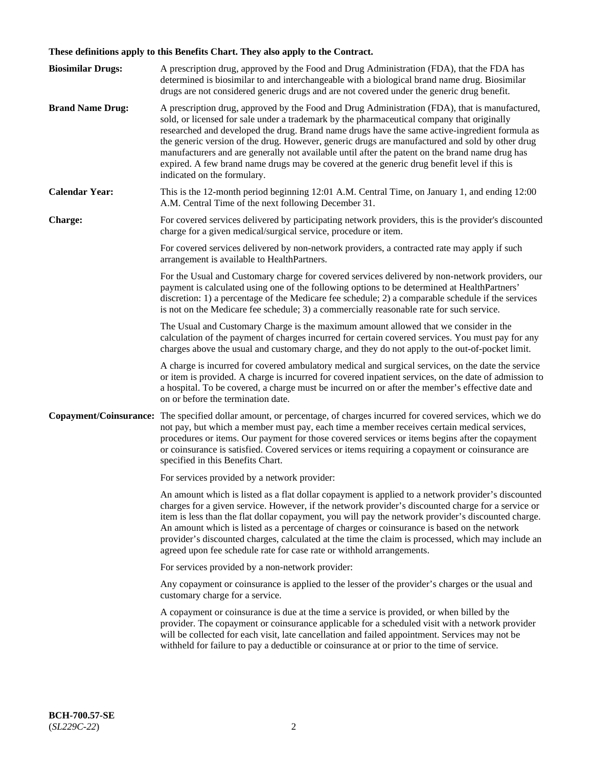**These definitions apply to this Benefits Chart. They also apply to the Contract.**

**Biosimilar Drugs:** A prescription drug, approved by the Food and Drug Administration (FDA), that the FDA has determined is biosimilar to and interchangeable with a biological brand name drug. Biosimilar drugs are not considered generic drugs and are not covered under the generic drug benefit.

**Brand Name Drug:** A prescription drug, approved by the Food and Drug Administration (FDA), that is manufactured, sold, or licensed for sale under a trademark by the pharmaceutical company that originally researched and developed the drug. Brand name drugs have the same active-ingredient formula as the generic version of the drug. However, generic drugs are manufactured and sold by other drug manufacturers and are generally not available until after the patent on the brand name drug has expired. A few brand name drugs may be covered at the generic drug benefit level if this is indicated on the formulary.

**Calendar Year:** This is the 12-month period beginning 12:01 A.M. Central Time, on January 1, and ending 12:00 A.M. Central Time of the next following December 31.

**Charge:** For covered services delivered by participating network providers, this is the provider's discounted charge for a given medical/surgical service, procedure or item.

For covered services delivered by non-network providers, a contracted rate may apply if such arrangement is available to HealthPartners.

For the Usual and Customary charge for covered services delivered by non-network providers, our payment is calculated using one of the following options to be determined at HealthPartners' discretion: 1) a percentage of the Medicare fee schedule; 2) a comparable schedule if the services is not on the Medicare fee schedule; 3) a commercially reasonable rate for such service.

The Usual and Customary Charge is the maximum amount allowed that we consider in the calculation of the payment of charges incurred for certain covered services. You must pay for any charges above the usual and customary charge, and they do not apply to the out-of-pocket limit.

A charge is incurred for covered ambulatory medical and surgical services, on the date the service or item is provided. A charge is incurred for covered inpatient services, on the date of admission to a hospital. To be covered, a charge must be incurred on or after the member's effective date and on or before the termination date.

**Copayment/Coinsurance:** The specified dollar amount, or percentage, of charges incurred for covered services, which we do not pay, but which a member must pay, each time a member receives certain medical services, procedures or items. Our payment for those covered services or items begins after the copayment or coinsurance is satisfied. Covered services or items requiring a copayment or coinsurance are specified in this Benefits Chart.

For services provided by a network provider:

An amount which is listed as a flat dollar copayment is applied to a network provider's discounted charges for a given service. However, if the network provider's discounted charge for a service or item is less than the flat dollar copayment, you will pay the network provider's discounted charge. An amount which is listed as a percentage of charges or coinsurance is based on the network provider's discounted charges, calculated at the time the claim is processed, which may include an agreed upon fee schedule rate for case rate or withhold arrangements.

For services provided by a non-network provider:

Any copayment or coinsurance is applied to the lesser of the provider's charges or the usual and customary charge for a service.

A copayment or coinsurance is due at the time a service is provided, or when billed by the provider. The copayment or coinsurance applicable for a scheduled visit with a network provider will be collected for each visit, late cancellation and failed appointment. Services may not be withheld for failure to pay a deductible or coinsurance at or prior to the time of service.

**BCH-700.57-SE**
(*SL229C-22*)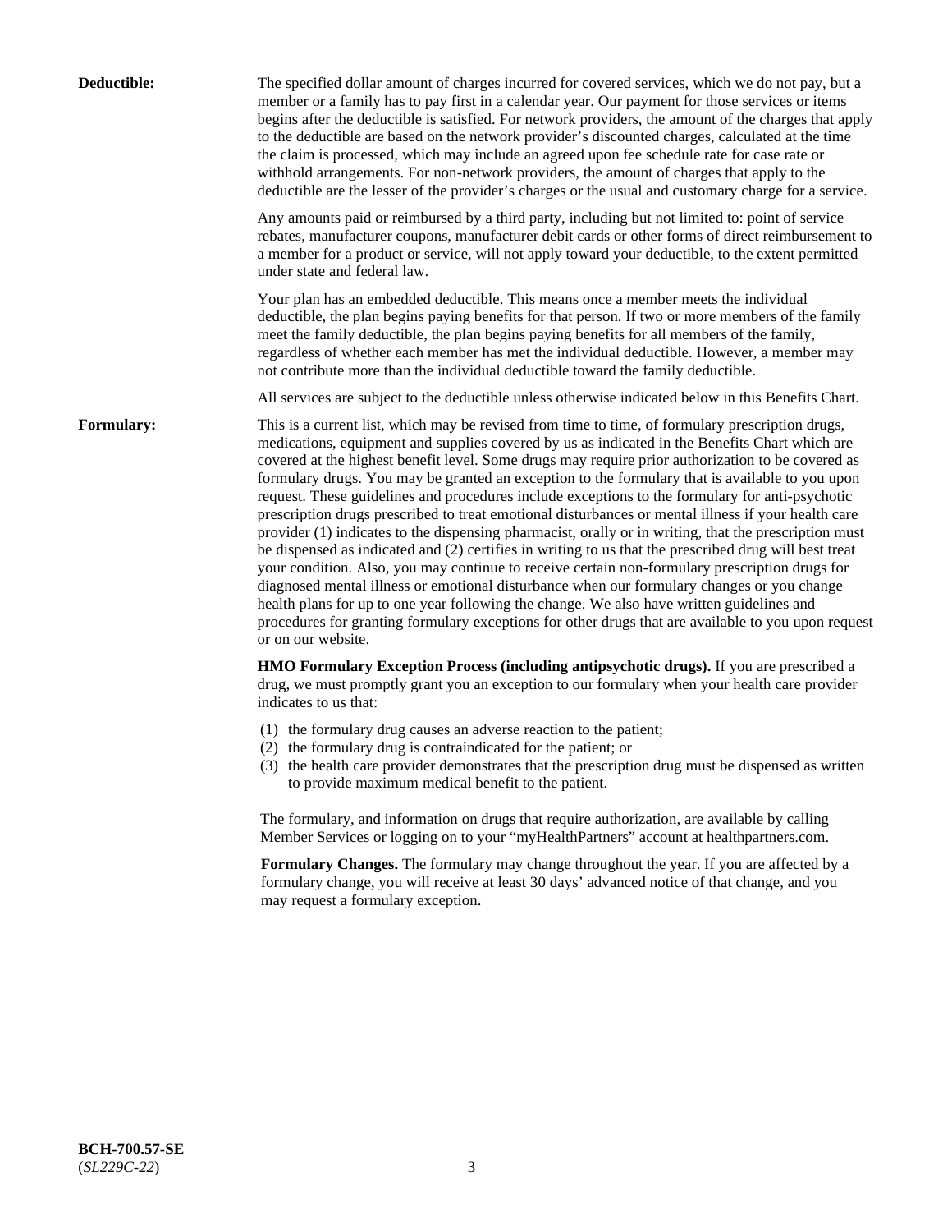**Deductible:** The specified dollar amount of charges incurred for covered services, which we do not pay, but a member or a family has to pay first in a calendar year. Our payment for those services or items begins after the deductible is satisfied. For network providers, the amount of the charges that apply to the deductible are based on the network provider's discounted charges, calculated at the time the claim is processed, which may include an agreed upon fee schedule rate for case rate or withhold arrangements. For non-network providers, the amount of charges that apply to the deductible are the lesser of the provider's charges or the usual and customary charge for a service.

Any amounts paid or reimbursed by a third party, including but not limited to: point of service rebates, manufacturer coupons, manufacturer debit cards or other forms of direct reimbursement to a member for a product or service, will not apply toward your deductible, to the extent permitted under state and federal law.

Your plan has an embedded deductible. This means once a member meets the individual deductible, the plan begins paying benefits for that person. If two or more members of the family meet the family deductible, the plan begins paying benefits for all members of the family, regardless of whether each member has met the individual deductible. However, a member may not contribute more than the individual deductible toward the family deductible.

All services are subject to the deductible unless otherwise indicated below in this Benefits Chart.

**Formulary:** This is a current list, which may be revised from time to time, of formulary prescription drugs, medications, equipment and supplies covered by us as indicated in the Benefits Chart which are covered at the highest benefit level. Some drugs may require prior authorization to be covered as formulary drugs. You may be granted an exception to the formulary that is available to you upon request. These guidelines and procedures include exceptions to the formulary for anti-psychotic prescription drugs prescribed to treat emotional disturbances or mental illness if your health care provider (1) indicates to the dispensing pharmacist, orally or in writing, that the prescription must be dispensed as indicated and (2) certifies in writing to us that the prescribed drug will best treat your condition. Also, you may continue to receive certain non-formulary prescription drugs for diagnosed mental illness or emotional disturbance when our formulary changes or you change health plans for up to one year following the change. We also have written guidelines and procedures for granting formulary exceptions for other drugs that are available to you upon request or on our website.

**HMO Formulary Exception Process (including antipsychotic drugs).** If you are prescribed a drug, we must promptly grant you an exception to our formulary when your health care provider indicates to us that:

(1) the formulary drug causes an adverse reaction to the patient;
(2) the formulary drug is contraindicated for the patient; or
(3) the health care provider demonstrates that the prescription drug must be dispensed as written to provide maximum medical benefit to the patient.

The formulary, and information on drugs that require authorization, are available by calling Member Services or logging on to your "myHealthPartners" account at healthpartners.com.

**Formulary Changes.** The formulary may change throughout the year. If you are affected by a formulary change, you will receive at least 30 days' advanced notice of that change, and you may request a formulary exception.

**BCH-700.57-SE**
(*SL229C-22*)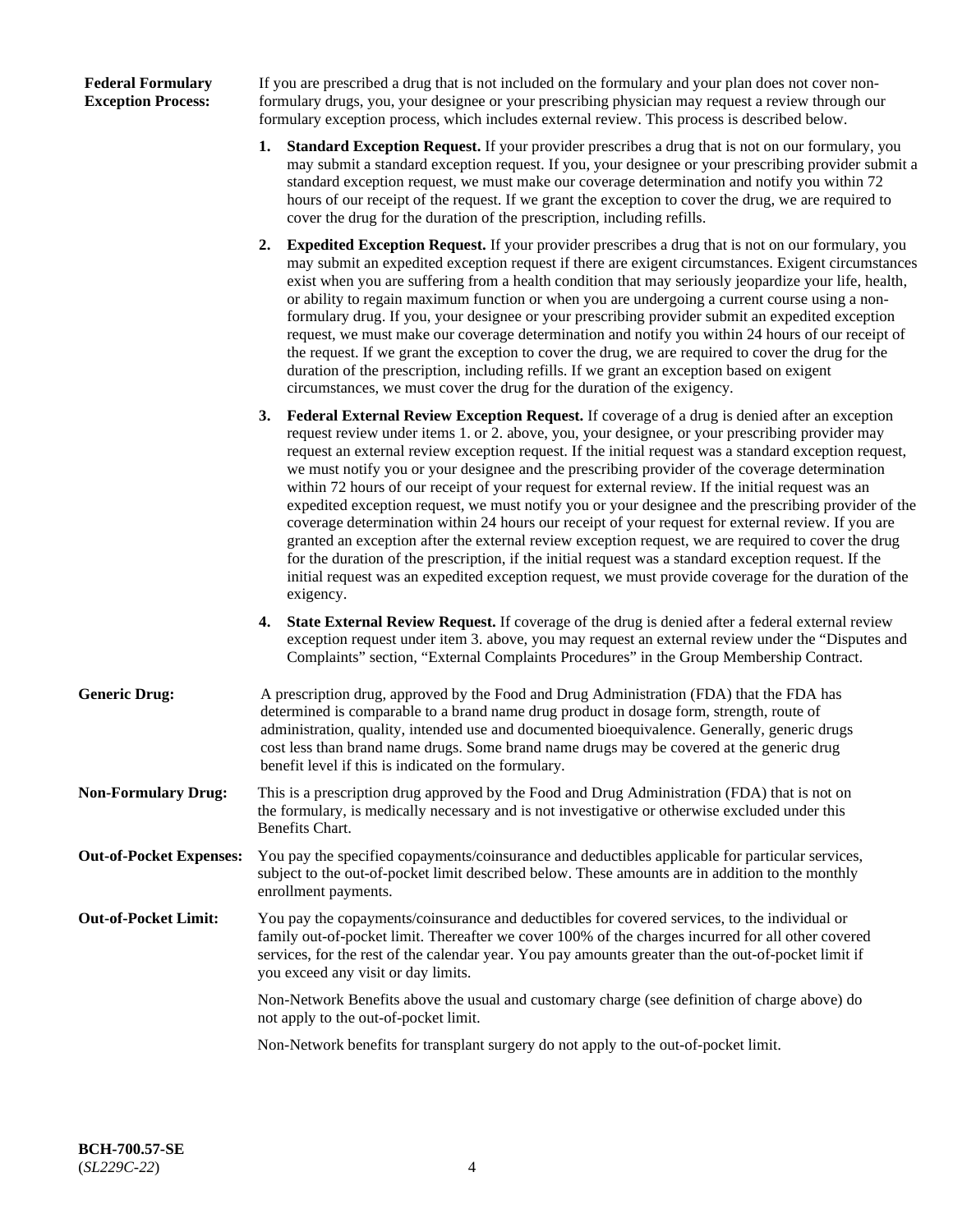**Federal Formulary Exception Process:** If you are prescribed a drug that is not included on the formulary and your plan does not cover non-formulary drugs, you, your designee or your prescribing physician may request a review through our formulary exception process, which includes external review. This process is described below.

1. **Standard Exception Request.** If your provider prescribes a drug that is not on our formulary, you may submit a standard exception request. If you, your designee or your prescribing provider submit a standard exception request, we must make our coverage determination and notify you within 72 hours of our receipt of the request. If we grant the exception to cover the drug, we are required to cover the drug for the duration of the prescription, including refills.

2. **Expedited Exception Request.** If your provider prescribes a drug that is not on our formulary, you may submit an expedited exception request if there are exigent circumstances. Exigent circumstances exist when you are suffering from a health condition that may seriously jeopardize your life, health, or ability to regain maximum function or when you are undergoing a current course using a non-formulary drug. If you, your designee or your prescribing provider submit an expedited exception request, we must make our coverage determination and notify you within 24 hours of our receipt of the request. If we grant the exception to cover the drug, we are required to cover the drug for the duration of the prescription, including refills. If we grant an exception based on exigent circumstances, we must cover the drug for the duration of the exigency.

3. **Federal External Review Exception Request.** If coverage of a drug is denied after an exception request review under items 1. or 2. above, you, your designee, or your prescribing provider may request an external review exception request. If the initial request was a standard exception request, we must notify you or your designee and the prescribing provider of the coverage determination within 72 hours of our receipt of your request for external review. If the initial request was an expedited exception request, we must notify you or your designee and the prescribing provider of the coverage determination within 24 hours our receipt of your request for external review. If you are granted an exception after the external review exception request, we are required to cover the drug for the duration of the prescription, if the initial request was a standard exception request. If the initial request was an expedited exception request, we must provide coverage for the duration of the exigency.

4. **State External Review Request.** If coverage of the drug is denied after a federal external review exception request under item 3. above, you may request an external review under the "Disputes and Complaints" section, "External Complaints Procedures" in the Group Membership Contract.

**Generic Drug:** A prescription drug, approved by the Food and Drug Administration (FDA) that the FDA has determined is comparable to a brand name drug product in dosage form, strength, route of administration, quality, intended use and documented bioequivalence. Generally, generic drugs cost less than brand name drugs. Some brand name drugs may be covered at the generic drug benefit level if this is indicated on the formulary.

**Non-Formulary Drug:** This is a prescription drug approved by the Food and Drug Administration (FDA) that is not on the formulary, is medically necessary and is not investigative or otherwise excluded under this Benefits Chart.

**Out-of-Pocket Expenses:** You pay the specified copayments/coinsurance and deductibles applicable for particular services, subject to the out-of-pocket limit described below. These amounts are in addition to the monthly enrollment payments.

**Out-of-Pocket Limit:** You pay the copayments/coinsurance and deductibles for covered services, to the individual or family out-of-pocket limit. Thereafter we cover 100% of the charges incurred for all other covered services, for the rest of the calendar year. You pay amounts greater than the out-of-pocket limit if you exceed any visit or day limits.

Non-Network Benefits above the usual and customary charge (see definition of charge above) do not apply to the out-of-pocket limit.

Non-Network benefits for transplant surgery do not apply to the out-of-pocket limit.

**BCH-700.57-SE**
(*SL229C-22*)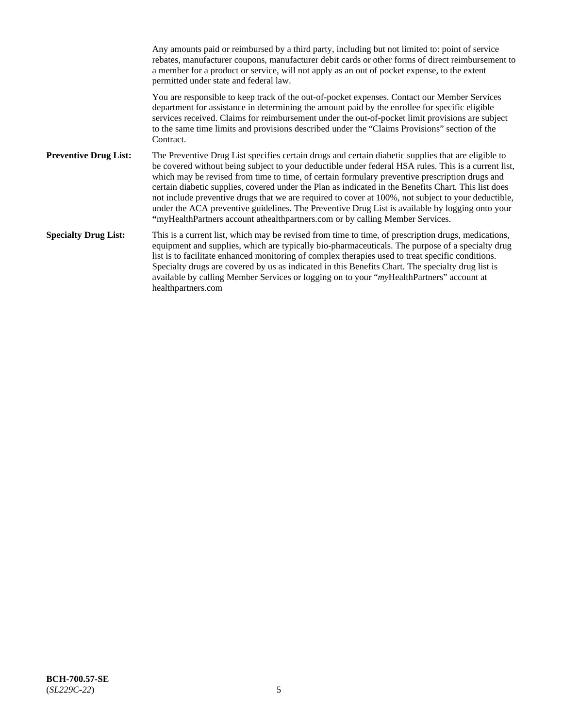Any amounts paid or reimbursed by a third party, including but not limited to: point of service rebates, manufacturer coupons, manufacturer debit cards or other forms of direct reimbursement to a member for a product or service, will not apply as an out of pocket expense, to the extent permitted under state and federal law.

You are responsible to keep track of the out-of-pocket expenses. Contact our Member Services department for assistance in determining the amount paid by the enrollee for specific eligible services received. Claims for reimbursement under the out-of-pocket limit provisions are subject to the same time limits and provisions described under the "Claims Provisions" section of the Contract.

**Preventive Drug List:** The Preventive Drug List specifies certain drugs and certain diabetic supplies that are eligible to be covered without being subject to your deductible under federal HSA rules. This is a current list, which may be revised from time to time, of certain formulary preventive prescription drugs and certain diabetic supplies, covered under the Plan as indicated in the Benefits Chart. This list does not include preventive drugs that we are required to cover at 100%, not subject to your deductible, under the ACA preventive guidelines. The Preventive Drug List is available by logging onto your **"**myHealthPartners account athealthpartners.com or by calling Member Services.

**Specialty Drug List:** This is a current list, which may be revised from time to time, of prescription drugs, medications, equipment and supplies, which are typically bio-pharmaceuticals. The purpose of a specialty drug list is to facilitate enhanced monitoring of complex therapies used to treat specific conditions. Specialty drugs are covered by us as indicated in this Benefits Chart. The specialty drug list is available by calling Member Services or logging on to your "*my*HealthPartners" account at healthpartners.com

**BCH-700.57-SE**
(*SL229C-22*)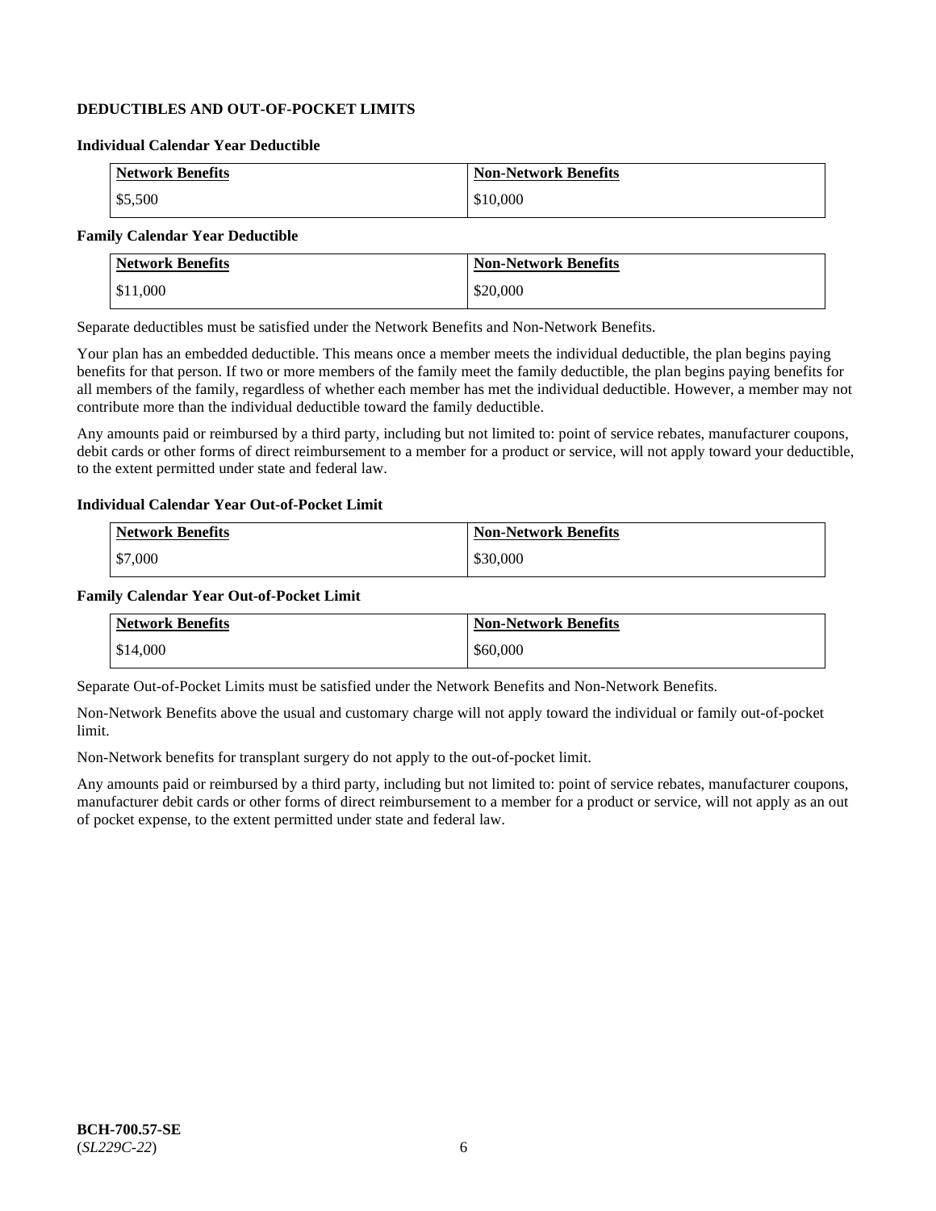## DEDUCTIBLES AND OUT-OF-POCKET LIMITS

### Individual Calendar Year Deductible

| Network Benefits | Non-Network Benefits |
|---|---|
| $5,500 | $10,000 |

### Family Calendar Year Deductible

| Network Benefits | Non-Network Benefits |
|---|---|
| $11,000 | $20,000 |

Separate deductibles must be satisfied under the Network Benefits and Non-Network Benefits.

Your plan has an embedded deductible. This means once a member meets the individual deductible, the plan begins paying benefits for that person. If two or more members of the family meet the family deductible, the plan begins paying benefits for all members of the family, regardless of whether each member has met the individual deductible. However, a member may not contribute more than the individual deductible toward the family deductible.

Any amounts paid or reimbursed by a third party, including but not limited to: point of service rebates, manufacturer coupons, debit cards or other forms of direct reimbursement to a member for a product or service, will not apply toward your deductible, to the extent permitted under state and federal law.

### Individual Calendar Year Out-of-Pocket Limit

| Network Benefits | Non-Network Benefits |
|---|---|
| $7,000 | $30,000 |

### Family Calendar Year Out-of-Pocket Limit

| Network Benefits | Non-Network Benefits |
|---|---|
| $14,000 | $60,000 |

Separate Out-of-Pocket Limits must be satisfied under the Network Benefits and Non-Network Benefits.

Non-Network Benefits above the usual and customary charge will not apply toward the individual or family out-of-pocket limit.

Non-Network benefits for transplant surgery do not apply to the out-of-pocket limit.

Any amounts paid or reimbursed by a third party, including but not limited to: point of service rebates, manufacturer coupons, manufacturer debit cards or other forms of direct reimbursement to a member for a product or service, will not apply as an out of pocket expense, to the extent permitted under state and federal law.

**BCH-700.57-SE**
(*SL229C-22*)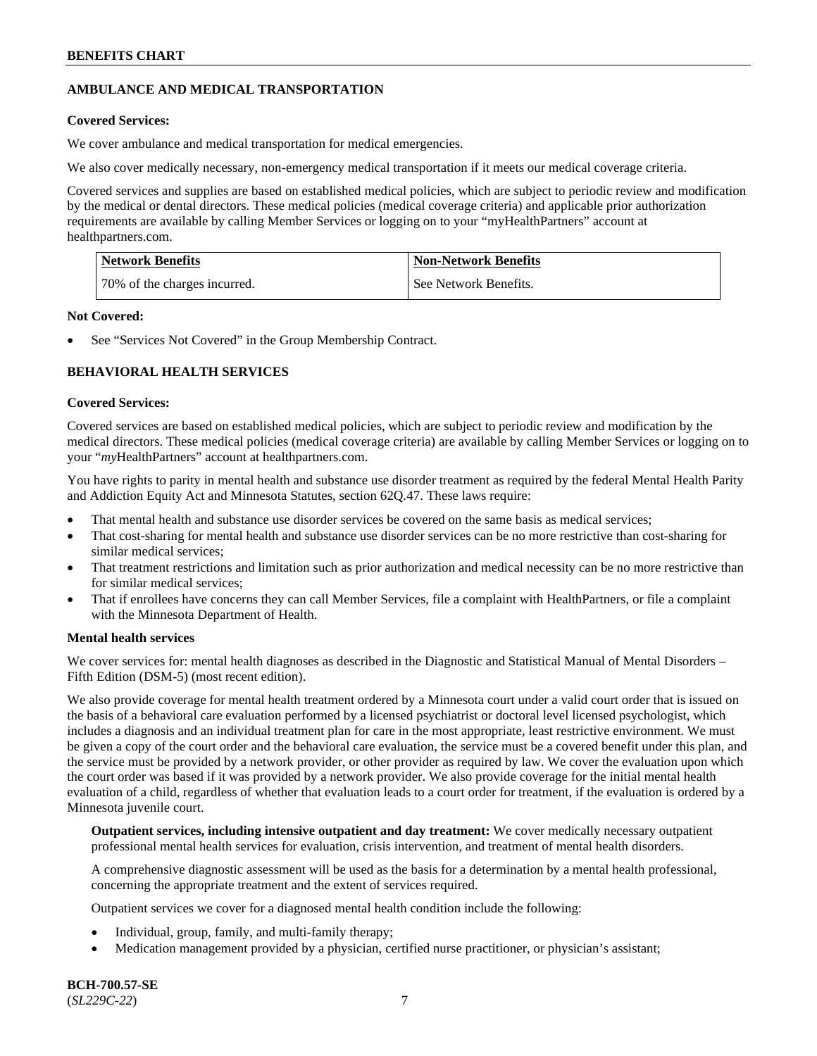## AMBULANCE AND MEDICAL TRANSPORTATION

**Covered Services:**

We cover ambulance and medical transportation for medical emergencies.

We also cover medically necessary, non-emergency medical transportation if it meets our medical coverage criteria.

Covered services and supplies are based on established medical policies, which are subject to periodic review and modification by the medical or dental directors. These medical policies (medical coverage criteria) and applicable prior authorization requirements are available by calling Member Services or logging on to your "myHealthPartners" account at healthpartners.com.

| Network Benefits | Non-Network Benefits |
|---|---|
| 70% of the charges incurred. | See Network Benefits. |

**Not Covered:**

- See "Services Not Covered" in the Group Membership Contract.

## BEHAVIORAL HEALTH SERVICES

**Covered Services:**

Covered services are based on established medical policies, which are subject to periodic review and modification by the medical directors. These medical policies (medical coverage criteria) are available by calling Member Services or logging on to your "*my*HealthPartners" account at healthpartners.com.

You have rights to parity in mental health and substance use disorder treatment as required by the federal Mental Health Parity and Addiction Equity Act and Minnesota Statutes, section 62Q.47. These laws require:

- That mental health and substance use disorder services be covered on the same basis as medical services;
- That cost-sharing for mental health and substance use disorder services can be no more restrictive than cost-sharing for similar medical services;
- That treatment restrictions and limitation such as prior authorization and medical necessity can be no more restrictive than for similar medical services;
- That if enrollees have concerns they can call Member Services, file a complaint with HealthPartners, or file a complaint with the Minnesota Department of Health.

**Mental health services**

We cover services for: mental health diagnoses as described in the Diagnostic and Statistical Manual of Mental Disorders – Fifth Edition (DSM-5) (most recent edition).

We also provide coverage for mental health treatment ordered by a Minnesota court under a valid court order that is issued on the basis of a behavioral care evaluation performed by a licensed psychiatrist or doctoral level licensed psychologist, which includes a diagnosis and an individual treatment plan for care in the most appropriate, least restrictive environment. We must be given a copy of the court order and the behavioral care evaluation, the service must be a covered benefit under this plan, and the service must be provided by a network provider, or other provider as required by law. We cover the evaluation upon which the court order was based if it was provided by a network provider. We also provide coverage for the initial mental health evaluation of a child, regardless of whether that evaluation leads to a court order for treatment, if the evaluation is ordered by a Minnesota juvenile court.

**Outpatient services, including intensive outpatient and day treatment:** We cover medically necessary outpatient professional mental health services for evaluation, crisis intervention, and treatment of mental health disorders.

A comprehensive diagnostic assessment will be used as the basis for a determination by a mental health professional, concerning the appropriate treatment and the extent of services required.

Outpatient services we cover for a diagnosed mental health condition include the following:

- Individual, group, family, and multi-family therapy;
- Medication management provided by a physician, certified nurse practitioner, or physician's assistant;

BCH-700.57-SE
(*SL229C-22*)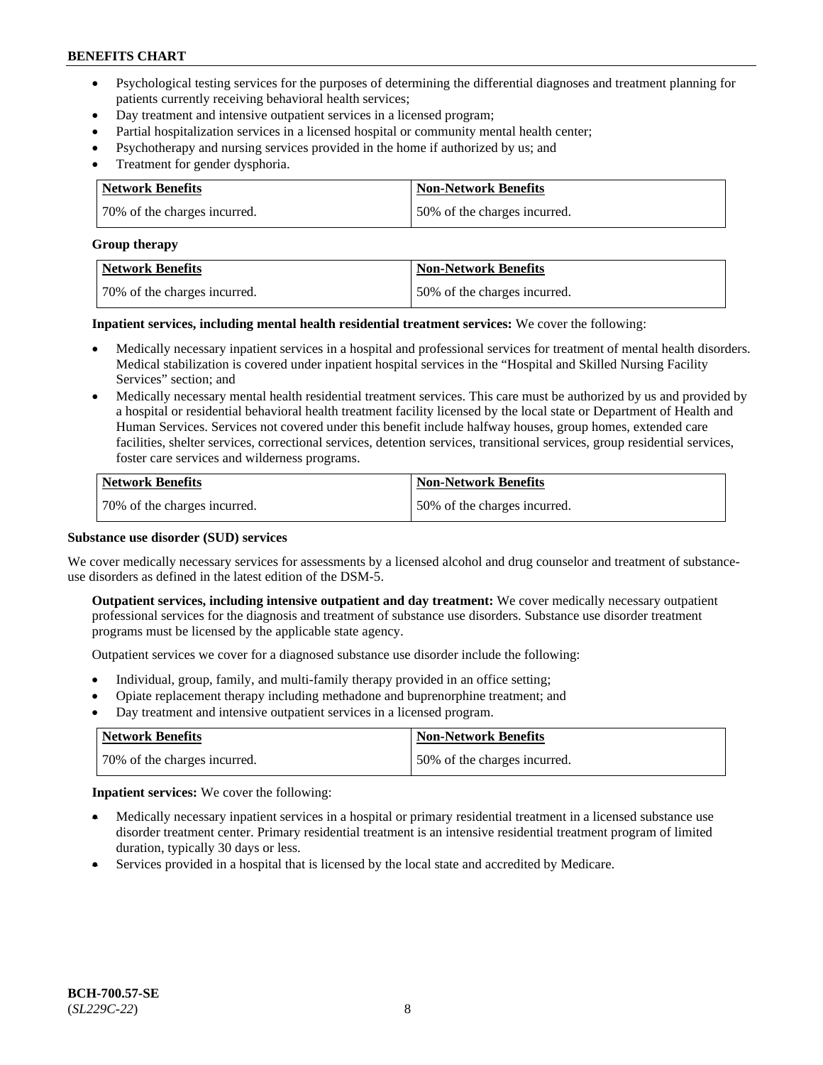- Psychological testing services for the purposes of determining the differential diagnoses and treatment planning for patients currently receiving behavioral health services;
- Day treatment and intensive outpatient services in a licensed program;
- Partial hospitalization services in a licensed hospital or community mental health center;
- Psychotherapy and nursing services provided in the home if authorized by us; and
- Treatment for gender dysphoria.

| Network Benefits | Non-Network Benefits |
| --- | --- |
| 70% of the charges incurred. | 50% of the charges incurred. |

**Group therapy**

| Network Benefits | Non-Network Benefits |
| --- | --- |
| 70% of the charges incurred. | 50% of the charges incurred. |

**Inpatient services, including mental health residential treatment services:** We cover the following:

- Medically necessary inpatient services in a hospital and professional services for treatment of mental health disorders. Medical stabilization is covered under inpatient hospital services in the "Hospital and Skilled Nursing Facility Services" section; and
- Medically necessary mental health residential treatment services. This care must be authorized by us and provided by a hospital or residential behavioral health treatment facility licensed by the local state or Department of Health and Human Services. Services not covered under this benefit include halfway houses, group homes, extended care facilities, shelter services, correctional services, detention services, transitional services, group residential services, foster care services and wilderness programs.

| Network Benefits | Non-Network Benefits |
| --- | --- |
| 70% of the charges incurred. | 50% of the charges incurred. |

**Substance use disorder (SUD) services**

We cover medically necessary services for assessments by a licensed alcohol and drug counselor and treatment of substance-use disorders as defined in the latest edition of the DSM-5.

**Outpatient services, including intensive outpatient and day treatment:** We cover medically necessary outpatient professional services for the diagnosis and treatment of substance use disorders. Substance use disorder treatment programs must be licensed by the applicable state agency.

Outpatient services we cover for a diagnosed substance use disorder include the following:

- Individual, group, family, and multi-family therapy provided in an office setting;
- Opiate replacement therapy including methadone and buprenorphine treatment; and
- Day treatment and intensive outpatient services in a licensed program.

| Network Benefits | Non-Network Benefits |
| --- | --- |
| 70% of the charges incurred. | 50% of the charges incurred. |

**Inpatient services:** We cover the following:

- Medically necessary inpatient services in a hospital or primary residential treatment in a licensed substance use disorder treatment center. Primary residential treatment is an intensive residential treatment program of limited duration, typically 30 days or less.
- Services provided in a hospital that is licensed by the local state and accredited by Medicare.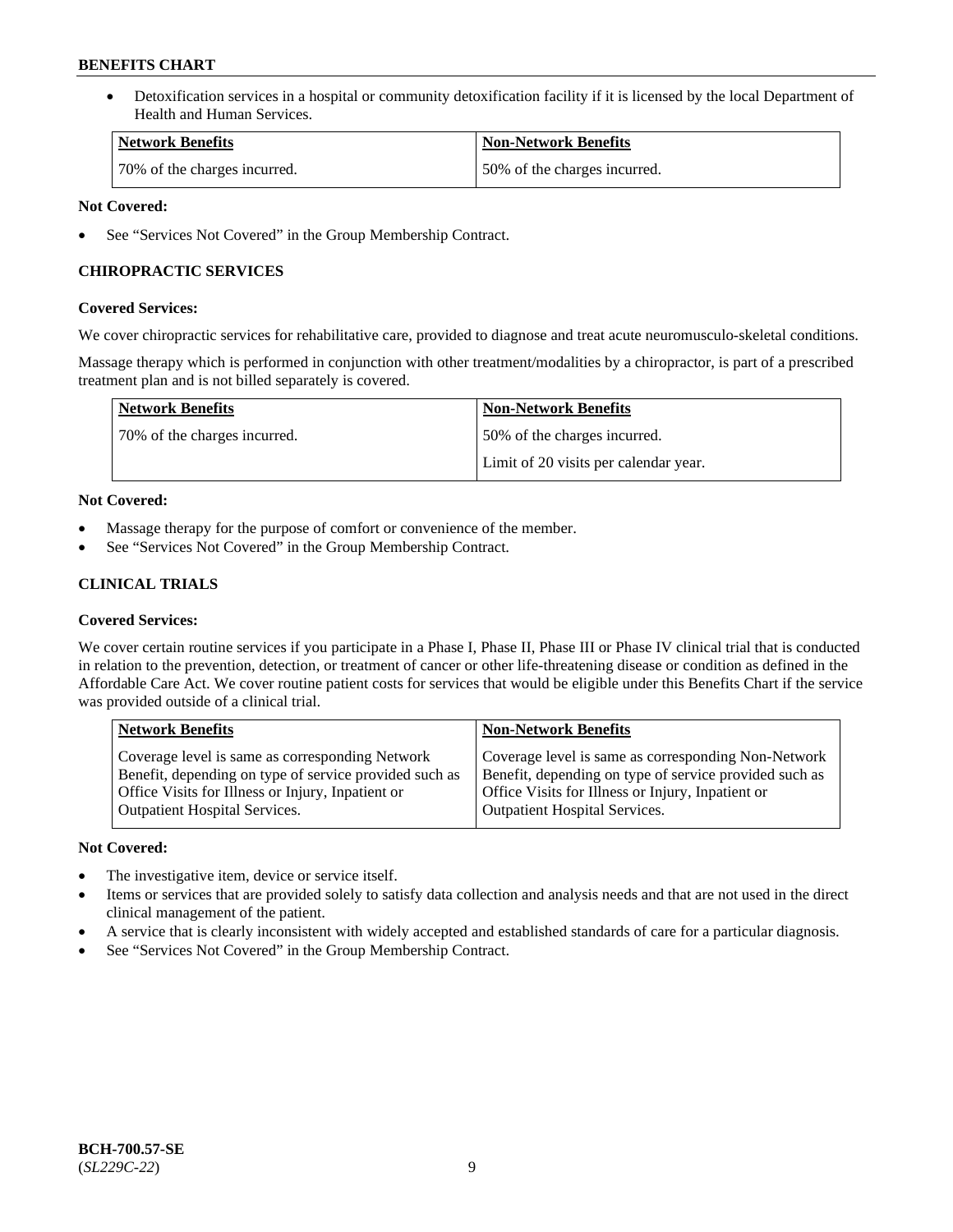- Detoxification services in a hospital or community detoxification facility if it is licensed by the local Department of Health and Human Services.

| Network Benefits | Non-Network Benefits |
|---|---|
| 70% of the charges incurred. | 50% of the charges incurred. |

**Not Covered:**

- See "Services Not Covered" in the Group Membership Contract.

### CHIROPRACTIC SERVICES

**Covered Services:**

We cover chiropractic services for rehabilitative care, provided to diagnose and treat acute neuromusculo-skeletal conditions.

Massage therapy which is performed in conjunction with other treatment/modalities by a chiropractor, is part of a prescribed treatment plan and is not billed separately is covered.

| Network Benefits | Non-Network Benefits |
|---|---|
| 70% of the charges incurred. | 50% of the charges incurred.<br>Limit of 20 visits per calendar year. |

**Not Covered:**

- Massage therapy for the purpose of comfort or convenience of the member.
- See "Services Not Covered" in the Group Membership Contract.

### CLINICAL TRIALS

**Covered Services:**

We cover certain routine services if you participate in a Phase I, Phase II, Phase III or Phase IV clinical trial that is conducted in relation to the prevention, detection, or treatment of cancer or other life-threatening disease or condition as defined in the Affordable Care Act. We cover routine patient costs for services that would be eligible under this Benefits Chart if the service was provided outside of a clinical trial.

| Network Benefits | Non-Network Benefits |
|---|---|
| Coverage level is same as corresponding Network Benefit, depending on type of service provided such as Office Visits for Illness or Injury, Inpatient or Outpatient Hospital Services. | Coverage level is same as corresponding Non-Network Benefit, depending on type of service provided such as Office Visits for Illness or Injury, Inpatient or Outpatient Hospital Services. |

**Not Covered:**

- The investigative item, device or service itself.
- Items or services that are provided solely to satisfy data collection and analysis needs and that are not used in the direct clinical management of the patient.
- A service that is clearly inconsistent with widely accepted and established standards of care for a particular diagnosis.
- See "Services Not Covered" in the Group Membership Contract.

**BCH-700.57-SE**
(*SL229C-22*)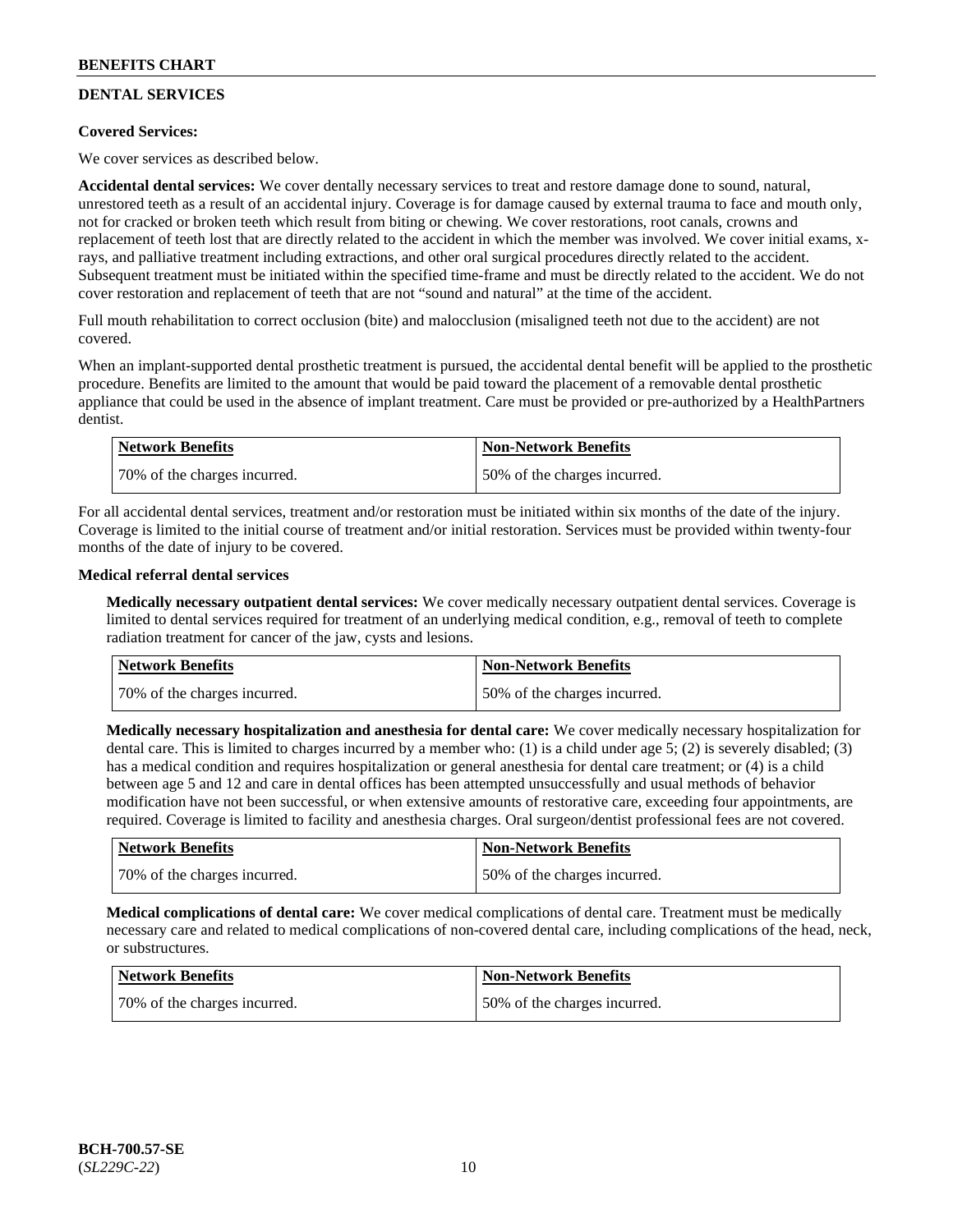## DENTAL SERVICES

**Covered Services:**

We cover services as described below.

**Accidental dental services:** We cover dentally necessary services to treat and restore damage done to sound, natural, unrestored teeth as a result of an accidental injury. Coverage is for damage caused by external trauma to face and mouth only, not for cracked or broken teeth which result from biting or chewing. We cover restorations, root canals, crowns and replacement of teeth lost that are directly related to the accident in which the member was involved. We cover initial exams, x-rays, and palliative treatment including extractions, and other oral surgical procedures directly related to the accident. Subsequent treatment must be initiated within the specified time-frame and must be directly related to the accident. We do not cover restoration and replacement of teeth that are not "sound and natural" at the time of the accident.

Full mouth rehabilitation to correct occlusion (bite) and malocclusion (misaligned teeth not due to the accident) are not covered.

When an implant-supported dental prosthetic treatment is pursued, the accidental dental benefit will be applied to the prosthetic procedure. Benefits are limited to the amount that would be paid toward the placement of a removable dental prosthetic appliance that could be used in the absence of implant treatment. Care must be provided or pre-authorized by a HealthPartners dentist.

| Network Benefits | Non-Network Benefits |
|---|---|
| 70% of the charges incurred. | 50% of the charges incurred. |

For all accidental dental services, treatment and/or restoration must be initiated within six months of the date of the injury. Coverage is limited to the initial course of treatment and/or initial restoration. Services must be provided within twenty-four months of the date of injury to be covered.

**Medical referral dental services**

**Medically necessary outpatient dental services:** We cover medically necessary outpatient dental services. Coverage is limited to dental services required for treatment of an underlying medical condition, e.g., removal of teeth to complete radiation treatment for cancer of the jaw, cysts and lesions.

| Network Benefits | Non-Network Benefits |
|---|---|
| 70% of the charges incurred. | 50% of the charges incurred. |

**Medically necessary hospitalization and anesthesia for dental care:** We cover medically necessary hospitalization for dental care. This is limited to charges incurred by a member who: (1) is a child under age 5; (2) is severely disabled; (3) has a medical condition and requires hospitalization or general anesthesia for dental care treatment; or (4) is a child between age 5 and 12 and care in dental offices has been attempted unsuccessfully and usual methods of behavior modification have not been successful, or when extensive amounts of restorative care, exceeding four appointments, are required. Coverage is limited to facility and anesthesia charges. Oral surgeon/dentist professional fees are not covered.

| Network Benefits | Non-Network Benefits |
|---|---|
| 70% of the charges incurred. | 50% of the charges incurred. |

**Medical complications of dental care:** We cover medical complications of dental care. Treatment must be medically necessary care and related to medical complications of non-covered dental care, including complications of the head, neck, or substructures.

| Network Benefits | Non-Network Benefits |
|---|---|
| 70% of the charges incurred. | 50% of the charges incurred. |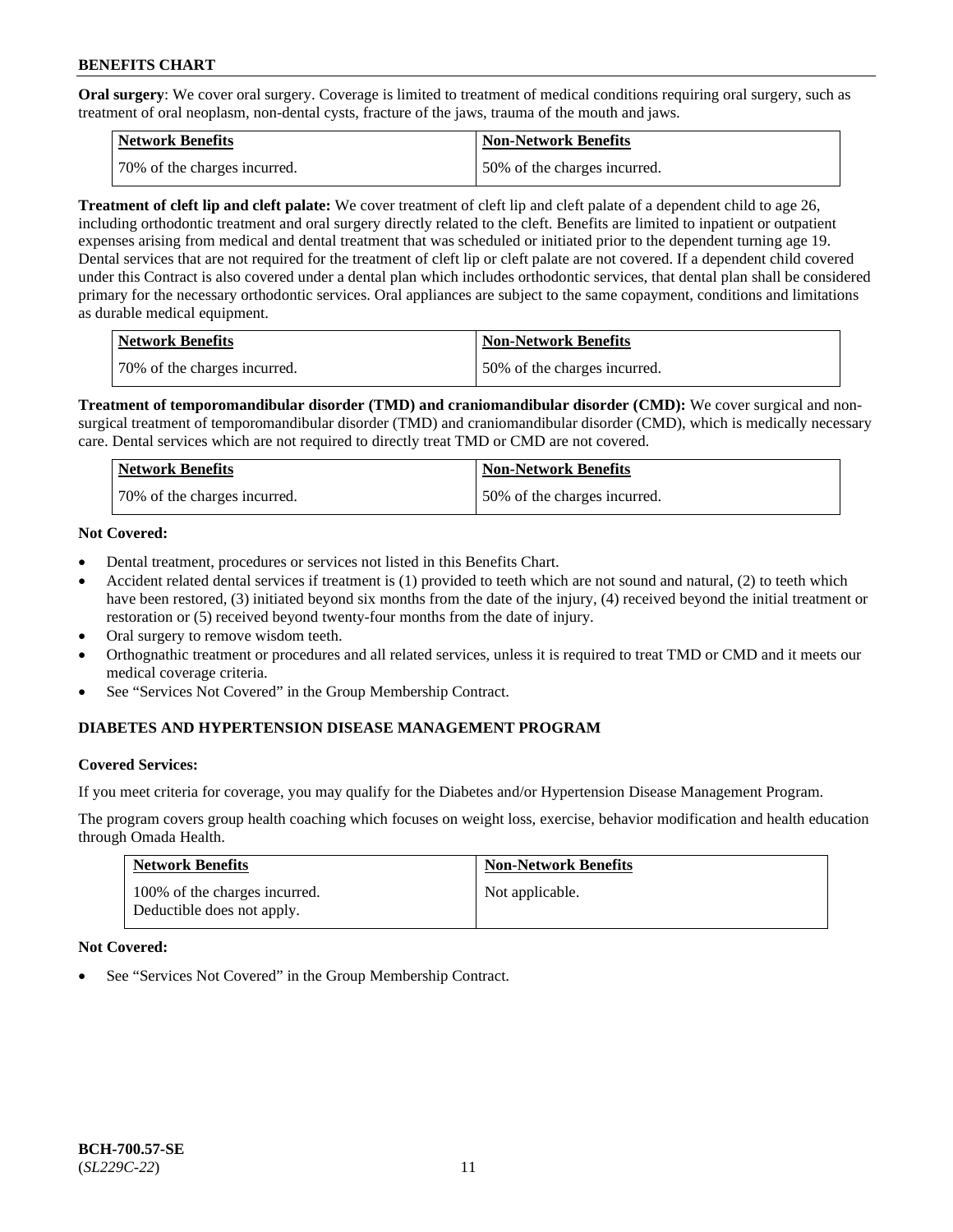**Oral surgery**: We cover oral surgery. Coverage is limited to treatment of medical conditions requiring oral surgery, such as treatment of oral neoplasm, non-dental cysts, fracture of the jaws, trauma of the mouth and jaws.

| Network Benefits | Non-Network Benefits |
|---|---|
| 70% of the charges incurred. | 50% of the charges incurred. |

**Treatment of cleft lip and cleft palate:** We cover treatment of cleft lip and cleft palate of a dependent child to age 26, including orthodontic treatment and oral surgery directly related to the cleft. Benefits are limited to inpatient or outpatient expenses arising from medical and dental treatment that was scheduled or initiated prior to the dependent turning age 19. Dental services that are not required for the treatment of cleft lip or cleft palate are not covered. If a dependent child covered under this Contract is also covered under a dental plan which includes orthodontic services, that dental plan shall be considered primary for the necessary orthodontic services. Oral appliances are subject to the same copayment, conditions and limitations as durable medical equipment.

| Network Benefits | Non-Network Benefits |
|---|---|
| 70% of the charges incurred. | 50% of the charges incurred. |

**Treatment of temporomandibular disorder (TMD) and craniomandibular disorder (CMD):** We cover surgical and non-surgical treatment of temporomandibular disorder (TMD) and craniomandibular disorder (CMD), which is medically necessary care. Dental services which are not required to directly treat TMD or CMD are not covered.

| Network Benefits | Non-Network Benefits |
|---|---|
| 70% of the charges incurred. | 50% of the charges incurred. |

**Not Covered:**

- Dental treatment, procedures or services not listed in this Benefits Chart.
- Accident related dental services if treatment is (1) provided to teeth which are not sound and natural, (2) to teeth which have been restored, (3) initiated beyond six months from the date of the injury, (4) received beyond the initial treatment or restoration or (5) received beyond twenty-four months from the date of injury.
- Oral surgery to remove wisdom teeth.
- Orthognathic treatment or procedures and all related services, unless it is required to treat TMD or CMD and it meets our medical coverage criteria.
- See "Services Not Covered" in the Group Membership Contract.

## DIABETES AND HYPERTENSION DISEASE MANAGEMENT PROGRAM

**Covered Services:**

If you meet criteria for coverage, you may qualify for the Diabetes and/or Hypertension Disease Management Program.

The program covers group health coaching which focuses on weight loss, exercise, behavior modification and health education through Omada Health.

| Network Benefits | Non-Network Benefits |
|---|---|
| 100% of the charges incurred. Deductible does not apply. | Not applicable. |

**Not Covered:**

- See "Services Not Covered" in the Group Membership Contract.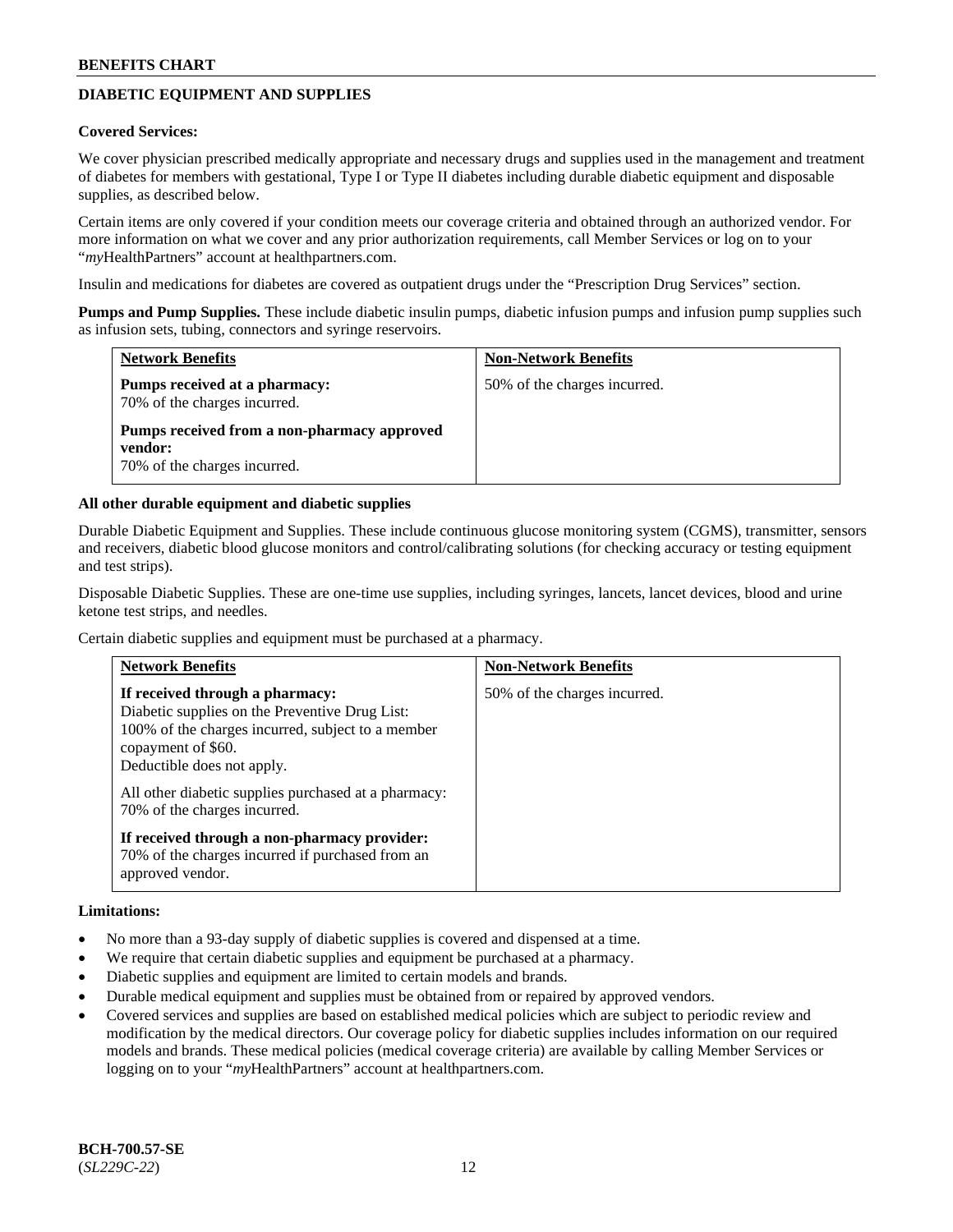## DIABETIC EQUIPMENT AND SUPPLIES

**Covered Services:**

We cover physician prescribed medically appropriate and necessary drugs and supplies used in the management and treatment of diabetes for members with gestational, Type I or Type II diabetes including durable diabetic equipment and disposable supplies, as described below.

Certain items are only covered if your condition meets our coverage criteria and obtained through an authorized vendor. For more information on what we cover and any prior authorization requirements, call Member Services or log on to your "*my*HealthPartners" account at healthpartners.com.

Insulin and medications for diabetes are covered as outpatient drugs under the "Prescription Drug Services" section.

**Pumps and Pump Supplies.** These include diabetic insulin pumps, diabetic infusion pumps and infusion pump supplies such as infusion sets, tubing, connectors and syringe reservoirs.

| Network Benefits | Non-Network Benefits |
| --- | --- |
| **Pumps received at a pharmacy:** 70% of the charges incurred.<br><br>**Pumps received from a non-pharmacy approved vendor:** 70% of the charges incurred. | 50% of the charges incurred. |

**All other durable equipment and diabetic supplies**

Durable Diabetic Equipment and Supplies. These include continuous glucose monitoring system (CGMS), transmitter, sensors and receivers, diabetic blood glucose monitors and control/calibrating solutions (for checking accuracy or testing equipment and test strips).

Disposable Diabetic Supplies. These are one-time use supplies, including syringes, lancets, lancet devices, blood and urine ketone test strips, and needles.

Certain diabetic supplies and equipment must be purchased at a pharmacy.

| Network Benefits | Non-Network Benefits |
| --- | --- |
| **If received through a pharmacy:** Diabetic supplies on the Preventive Drug List: 100% of the charges incurred, subject to a member copayment of $60. Deductible does not apply.<br><br>All other diabetic supplies purchased at a pharmacy: 70% of the charges incurred.<br><br>**If received through a non-pharmacy provider:** 70% of the charges incurred if purchased from an approved vendor. | 50% of the charges incurred. |

**Limitations:**

- No more than a 93-day supply of diabetic supplies is covered and dispensed at a time.
- We require that certain diabetic supplies and equipment be purchased at a pharmacy.
- Diabetic supplies and equipment are limited to certain models and brands.
- Durable medical equipment and supplies must be obtained from or repaired by approved vendors.
- Covered services and supplies are based on established medical policies which are subject to periodic review and modification by the medical directors. Our coverage policy for diabetic supplies includes information on our required models and brands. These medical policies (medical coverage criteria) are available by calling Member Services or logging on to your "*my*HealthPartners" account at healthpartners.com.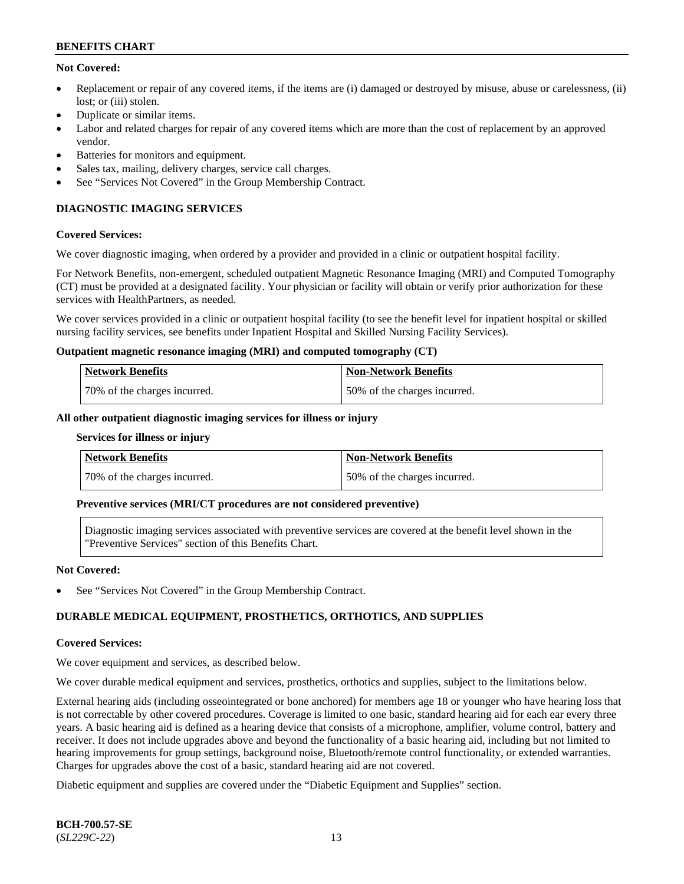**Not Covered:**

- Replacement or repair of any covered items, if the items are (i) damaged or destroyed by misuse, abuse or carelessness, (ii) lost; or (iii) stolen.
- Duplicate or similar items.
- Labor and related charges for repair of any covered items which are more than the cost of replacement by an approved vendor.
- Batteries for monitors and equipment.
- Sales tax, mailing, delivery charges, service call charges.
- See "Services Not Covered" in the Group Membership Contract.

## DIAGNOSTIC IMAGING SERVICES

**Covered Services:**

We cover diagnostic imaging, when ordered by a provider and provided in a clinic or outpatient hospital facility.

For Network Benefits, non-emergent, scheduled outpatient Magnetic Resonance Imaging (MRI) and Computed Tomography (CT) must be provided at a designated facility. Your physician or facility will obtain or verify prior authorization for these services with HealthPartners, as needed.

We cover services provided in a clinic or outpatient hospital facility (to see the benefit level for inpatient hospital or skilled nursing facility services, see benefits under Inpatient Hospital and Skilled Nursing Facility Services).

**Outpatient magnetic resonance imaging (MRI) and computed tomography (CT)**

| Network Benefits | Non-Network Benefits |
|---|---|
| 70% of the charges incurred. | 50% of the charges incurred. |

**All other outpatient diagnostic imaging services for illness or injury**

**Services for illness or injury**

| Network Benefits | Non-Network Benefits |
|---|---|
| 70% of the charges incurred. | 50% of the charges incurred. |

**Preventive services (MRI/CT procedures are not considered preventive)**

Diagnostic imaging services associated with preventive services are covered at the benefit level shown in the "Preventive Services" section of this Benefits Chart.

**Not Covered:**

- See "Services Not Covered" in the Group Membership Contract.

## DURABLE MEDICAL EQUIPMENT, PROSTHETICS, ORTHOTICS, AND SUPPLIES

**Covered Services:**

We cover equipment and services, as described below.

We cover durable medical equipment and services, prosthetics, orthotics and supplies, subject to the limitations below.

External hearing aids (including osseointegrated or bone anchored) for members age 18 or younger who have hearing loss that is not correctable by other covered procedures. Coverage is limited to one basic, standard hearing aid for each ear every three years. A basic hearing aid is defined as a hearing device that consists of a microphone, amplifier, volume control, battery and receiver. It does not include upgrades above and beyond the functionality of a basic hearing aid, including but not limited to hearing improvements for group settings, background noise, Bluetooth/remote control functionality, or extended warranties. Charges for upgrades above the cost of a basic, standard hearing aid are not covered.

Diabetic equipment and supplies are covered under the "Diabetic Equipment and Supplies" section.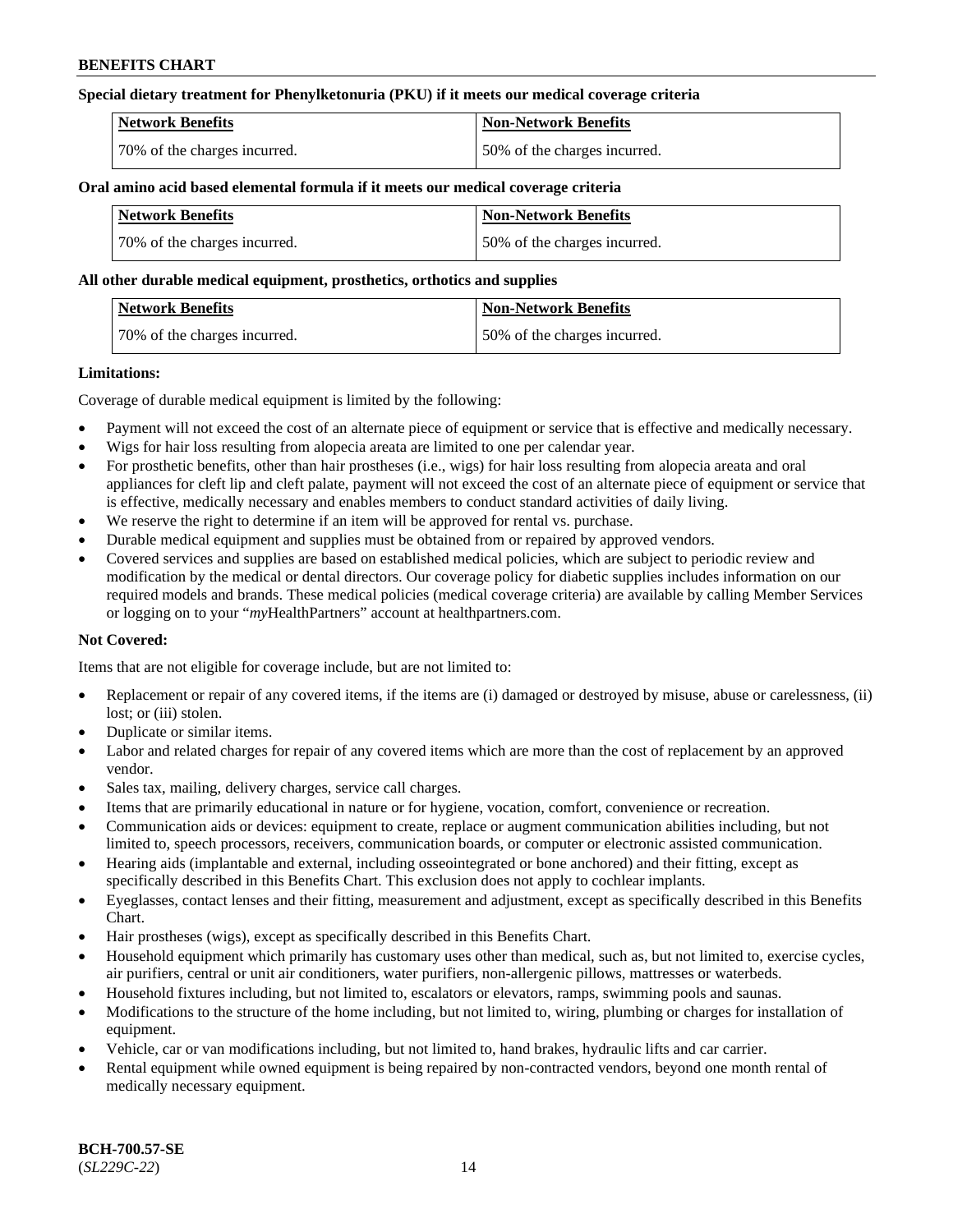**Special dietary treatment for Phenylketonuria (PKU) if it meets our medical coverage criteria**

| Network Benefits | Non-Network Benefits |
| --- | --- |
| 70% of the charges incurred. | 50% of the charges incurred. |

**Oral amino acid based elemental formula if it meets our medical coverage criteria**

| Network Benefits | Non-Network Benefits |
| --- | --- |
| 70% of the charges incurred. | 50% of the charges incurred. |

**All other durable medical equipment, prosthetics, orthotics and supplies**

| Network Benefits | Non-Network Benefits |
| --- | --- |
| 70% of the charges incurred. | 50% of the charges incurred. |

**Limitations:**

Coverage of durable medical equipment is limited by the following:

- Payment will not exceed the cost of an alternate piece of equipment or service that is effective and medically necessary.
- Wigs for hair loss resulting from alopecia areata are limited to one per calendar year.
- For prosthetic benefits, other than hair prostheses (i.e., wigs) for hair loss resulting from alopecia areata and oral appliances for cleft lip and cleft palate, payment will not exceed the cost of an alternate piece of equipment or service that is effective, medically necessary and enables members to conduct standard activities of daily living.
- We reserve the right to determine if an item will be approved for rental vs. purchase.
- Durable medical equipment and supplies must be obtained from or repaired by approved vendors.
- Covered services and supplies are based on established medical policies, which are subject to periodic review and modification by the medical or dental directors. Our coverage policy for diabetic supplies includes information on our required models and brands. These medical policies (medical coverage criteria) are available by calling Member Services or logging on to your "*my*HealthPartners" account at healthpartners.com.

**Not Covered:**

Items that are not eligible for coverage include, but are not limited to:

- Replacement or repair of any covered items, if the items are (i) damaged or destroyed by misuse, abuse or carelessness, (ii) lost; or (iii) stolen.
- Duplicate or similar items.
- Labor and related charges for repair of any covered items which are more than the cost of replacement by an approved vendor.
- Sales tax, mailing, delivery charges, service call charges.
- Items that are primarily educational in nature or for hygiene, vocation, comfort, convenience or recreation.
- Communication aids or devices: equipment to create, replace or augment communication abilities including, but not limited to, speech processors, receivers, communication boards, or computer or electronic assisted communication.
- Hearing aids (implantable and external, including osseointegrated or bone anchored) and their fitting, except as specifically described in this Benefits Chart. This exclusion does not apply to cochlear implants.
- Eyeglasses, contact lenses and their fitting, measurement and adjustment, except as specifically described in this Benefits Chart.
- Hair prostheses (wigs), except as specifically described in this Benefits Chart.
- Household equipment which primarily has customary uses other than medical, such as, but not limited to, exercise cycles, air purifiers, central or unit air conditioners, water purifiers, non-allergenic pillows, mattresses or waterbeds.
- Household fixtures including, but not limited to, escalators or elevators, ramps, swimming pools and saunas.
- Modifications to the structure of the home including, but not limited to, wiring, plumbing or charges for installation of equipment.
- Vehicle, car or van modifications including, but not limited to, hand brakes, hydraulic lifts and car carrier.
- Rental equipment while owned equipment is being repaired by non-contracted vendors, beyond one month rental of medically necessary equipment.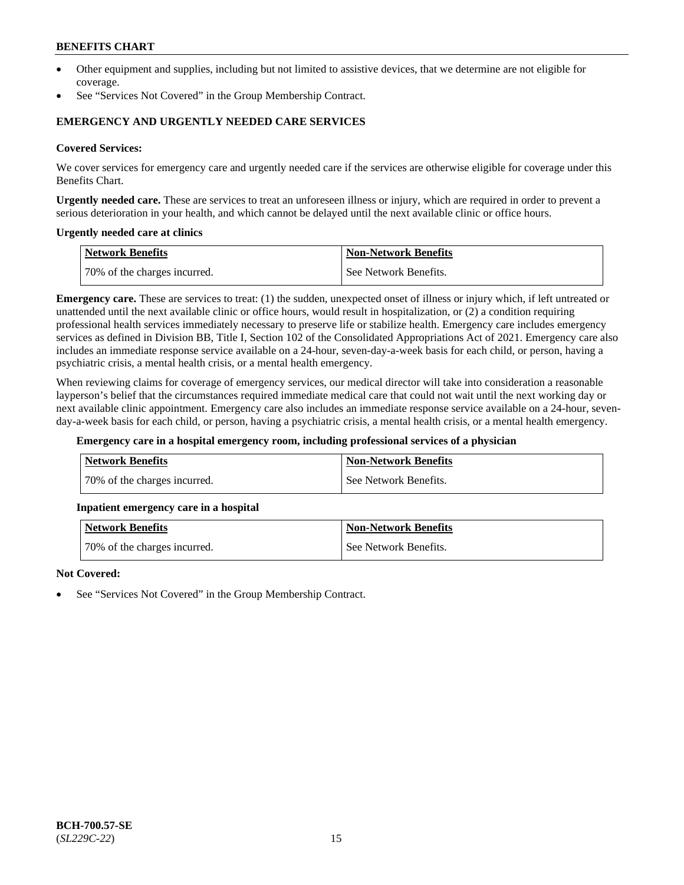- Other equipment and supplies, including but not limited to assistive devices, that we determine are not eligible for coverage.
- See "Services Not Covered" in the Group Membership Contract.

## EMERGENCY AND URGENTLY NEEDED CARE SERVICES

**Covered Services:**

We cover services for emergency care and urgently needed care if the services are otherwise eligible for coverage under this Benefits Chart.

**Urgently needed care.** These are services to treat an unforeseen illness or injury, which are required in order to prevent a serious deterioration in your health, and which cannot be delayed until the next available clinic or office hours.

**Urgently needed care at clinics**

| Network Benefits | Non-Network Benefits |
|---|---|
| 70% of the charges incurred. | See Network Benefits. |

**Emergency care.** These are services to treat: (1) the sudden, unexpected onset of illness or injury which, if left untreated or unattended until the next available clinic or office hours, would result in hospitalization, or (2) a condition requiring professional health services immediately necessary to preserve life or stabilize health. Emergency care includes emergency services as defined in Division BB, Title I, Section 102 of the Consolidated Appropriations Act of 2021. Emergency care also includes an immediate response service available on a 24-hour, seven-day-a-week basis for each child, or person, having a psychiatric crisis, a mental health crisis, or a mental health emergency.

When reviewing claims for coverage of emergency services, our medical director will take into consideration a reasonable layperson's belief that the circumstances required immediate medical care that could not wait until the next working day or next available clinic appointment. Emergency care also includes an immediate response service available on a 24-hour, seven-day-a-week basis for each child, or person, having a psychiatric crisis, a mental health crisis, or a mental health emergency.

**Emergency care in a hospital emergency room, including professional services of a physician**

| Network Benefits | Non-Network Benefits |
|---|---|
| 70% of the charges incurred. | See Network Benefits. |

**Inpatient emergency care in a hospital**

| Network Benefits | Non-Network Benefits |
|---|---|
| 70% of the charges incurred. | See Network Benefits. |

**Not Covered:**

- See "Services Not Covered" in the Group Membership Contract.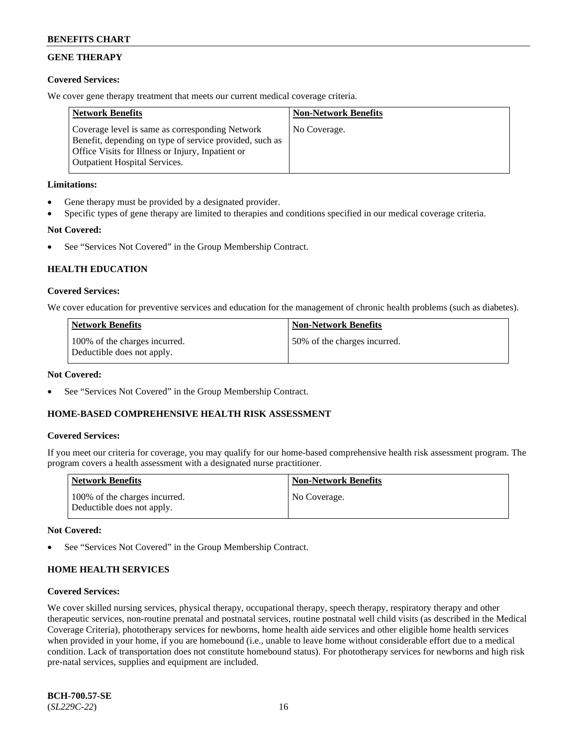## GENE THERAPY

**Covered Services:**

We cover gene therapy treatment that meets our current medical coverage criteria.

| Network Benefits | Non-Network Benefits |
|---|---|
| Coverage level is same as corresponding Network Benefit, depending on type of service provided, such as Office Visits for Illness or Injury, Inpatient or Outpatient Hospital Services. | No Coverage. |

**Limitations:**

- Gene therapy must be provided by a designated provider.
- Specific types of gene therapy are limited to therapies and conditions specified in our medical coverage criteria.

**Not Covered:**

- See "Services Not Covered" in the Group Membership Contract.

## HEALTH EDUCATION

**Covered Services:**

We cover education for preventive services and education for the management of chronic health problems (such as diabetes).

| Network Benefits | Non-Network Benefits |
|---|---|
| 100% of the charges incurred. Deductible does not apply. | 50% of the charges incurred. |

**Not Covered:**

- See "Services Not Covered" in the Group Membership Contract.

## HOME-BASED COMPREHENSIVE HEALTH RISK ASSESSMENT

**Covered Services:**

If you meet our criteria for coverage, you may qualify for our home-based comprehensive health risk assessment program. The program covers a health assessment with a designated nurse practitioner.

| Network Benefits | Non-Network Benefits |
|---|---|
| 100% of the charges incurred. Deductible does not apply. | No Coverage. |

**Not Covered:**

- See "Services Not Covered" in the Group Membership Contract.

## HOME HEALTH SERVICES

**Covered Services:**

We cover skilled nursing services, physical therapy, occupational therapy, speech therapy, respiratory therapy and other therapeutic services, non-routine prenatal and postnatal services, routine postnatal well child visits (as described in the Medical Coverage Criteria), phototherapy services for newborns, home health aide services and other eligible home health services when provided in your home, if you are homebound (i.e., unable to leave home without considerable effort due to a medical condition. Lack of transportation does not constitute homebound status). For phototherapy services for newborns and high risk pre-natal services, supplies and equipment are included.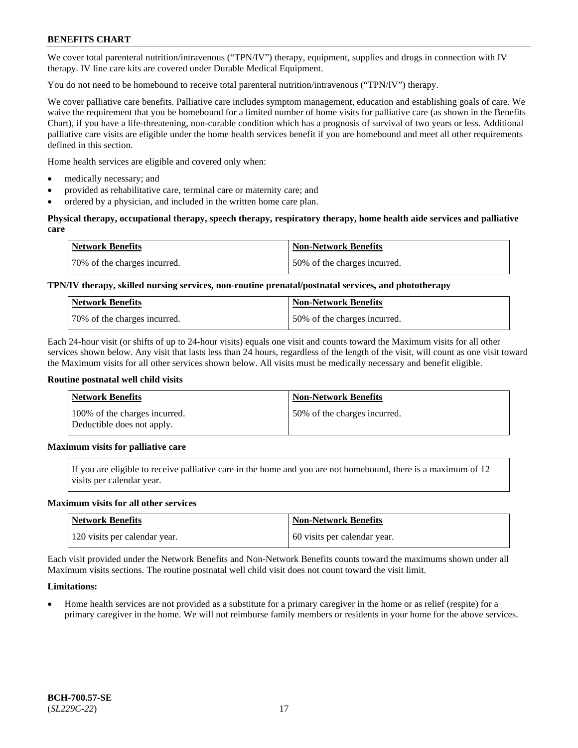We cover total parenteral nutrition/intravenous ("TPN/IV") therapy, equipment, supplies and drugs in connection with IV therapy. IV line care kits are covered under Durable Medical Equipment.

You do not need to be homebound to receive total parenteral nutrition/intravenous ("TPN/IV") therapy.

We cover palliative care benefits. Palliative care includes symptom management, education and establishing goals of care. We waive the requirement that you be homebound for a limited number of home visits for palliative care (as shown in the Benefits Chart), if you have a life-threatening, non-curable condition which has a prognosis of survival of two years or less. Additional palliative care visits are eligible under the home health services benefit if you are homebound and meet all other requirements defined in this section.

Home health services are eligible and covered only when:

- medically necessary; and
- provided as rehabilitative care, terminal care or maternity care; and
- ordered by a physician, and included in the written home care plan.

**Physical therapy, occupational therapy, speech therapy, respiratory therapy, home health aide services and palliative care**

| Network Benefits | Non-Network Benefits |
|---|---|
| 70% of the charges incurred. | 50% of the charges incurred. |

**TPN/IV therapy, skilled nursing services, non-routine prenatal/postnatal services, and phototherapy**

| Network Benefits | Non-Network Benefits |
|---|---|
| 70% of the charges incurred. | 50% of the charges incurred. |

Each 24-hour visit (or shifts of up to 24-hour visits) equals one visit and counts toward the Maximum visits for all other services shown below. Any visit that lasts less than 24 hours, regardless of the length of the visit, will count as one visit toward the Maximum visits for all other services shown below. All visits must be medically necessary and benefit eligible.

**Routine postnatal well child visits**

| Network Benefits | Non-Network Benefits |
|---|---|
| 100% of the charges incurred. Deductible does not apply. | 50% of the charges incurred. |

**Maximum visits for palliative care**

If you are eligible to receive palliative care in the home and you are not homebound, there is a maximum of 12 visits per calendar year.

**Maximum visits for all other services**

| Network Benefits | Non-Network Benefits |
|---|---|
| 120 visits per calendar year. | 60 visits per calendar year. |

Each visit provided under the Network Benefits and Non-Network Benefits counts toward the maximums shown under all Maximum visits sections. The routine postnatal well child visit does not count toward the visit limit.

**Limitations:**

- Home health services are not provided as a substitute for a primary caregiver in the home or as relief (respite) for a primary caregiver in the home. We will not reimburse family members or residents in your home for the above services.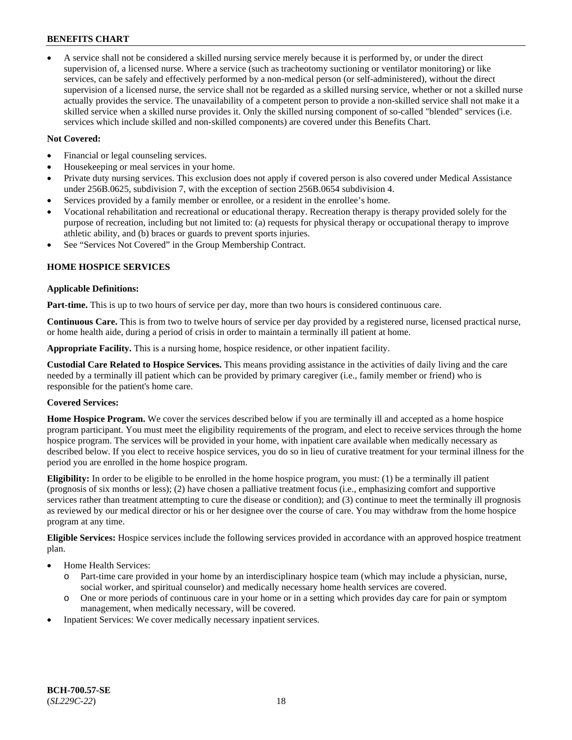- A service shall not be considered a skilled nursing service merely because it is performed by, or under the direct supervision of, a licensed nurse. Where a service (such as tracheotomy suctioning or ventilator monitoring) or like services, can be safely and effectively performed by a non-medical person (or self-administered), without the direct supervision of a licensed nurse, the service shall not be regarded as a skilled nursing service, whether or not a skilled nurse actually provides the service. The unavailability of a competent person to provide a non-skilled service shall not make it a skilled service when a skilled nurse provides it. Only the skilled nursing component of so-called "blended" services (i.e. services which include skilled and non-skilled components) are covered under this Benefits Chart.

**Not Covered:**

- Financial or legal counseling services.
- Housekeeping or meal services in your home.
- Private duty nursing services. This exclusion does not apply if covered person is also covered under Medical Assistance under 256B.0625, subdivision 7, with the exception of section 256B.0654 subdivision 4.
- Services provided by a family member or enrollee, or a resident in the enrollee's home.
- Vocational rehabilitation and recreational or educational therapy. Recreation therapy is therapy provided solely for the purpose of recreation, including but not limited to: (a) requests for physical therapy or occupational therapy to improve athletic ability, and (b) braces or guards to prevent sports injuries.
- See "Services Not Covered" in the Group Membership Contract.

**HOME HOSPICE SERVICES**

**Applicable Definitions:**

**Part-time.** This is up to two hours of service per day, more than two hours is considered continuous care.

**Continuous Care.** This is from two to twelve hours of service per day provided by a registered nurse, licensed practical nurse, or home health aide, during a period of crisis in order to maintain a terminally ill patient at home.

**Appropriate Facility.** This is a nursing home, hospice residence, or other inpatient facility.

**Custodial Care Related to Hospice Services.** This means providing assistance in the activities of daily living and the care needed by a terminally ill patient which can be provided by primary caregiver (i.e., family member or friend) who is responsible for the patient's home care.

**Covered Services:**

**Home Hospice Program.** We cover the services described below if you are terminally ill and accepted as a home hospice program participant. You must meet the eligibility requirements of the program, and elect to receive services through the home hospice program. The services will be provided in your home, with inpatient care available when medically necessary as described below. If you elect to receive hospice services, you do so in lieu of curative treatment for your terminal illness for the period you are enrolled in the home hospice program.

**Eligibility:** In order to be eligible to be enrolled in the home hospice program, you must: (1) be a terminally ill patient (prognosis of six months or less); (2) have chosen a palliative treatment focus (i.e., emphasizing comfort and supportive services rather than treatment attempting to cure the disease or condition); and (3) continue to meet the terminally ill prognosis as reviewed by our medical director or his or her designee over the course of care. You may withdraw from the home hospice program at any time.

**Eligible Services:** Hospice services include the following services provided in accordance with an approved hospice treatment plan.

- Home Health Services:
  - Part-time care provided in your home by an interdisciplinary hospice team (which may include a physician, nurse, social worker, and spiritual counselor) and medically necessary home health services are covered.
  - One or more periods of continuous care in your home or in a setting which provides day care for pain or symptom management, when medically necessary, will be covered.
- Inpatient Services: We cover medically necessary inpatient services.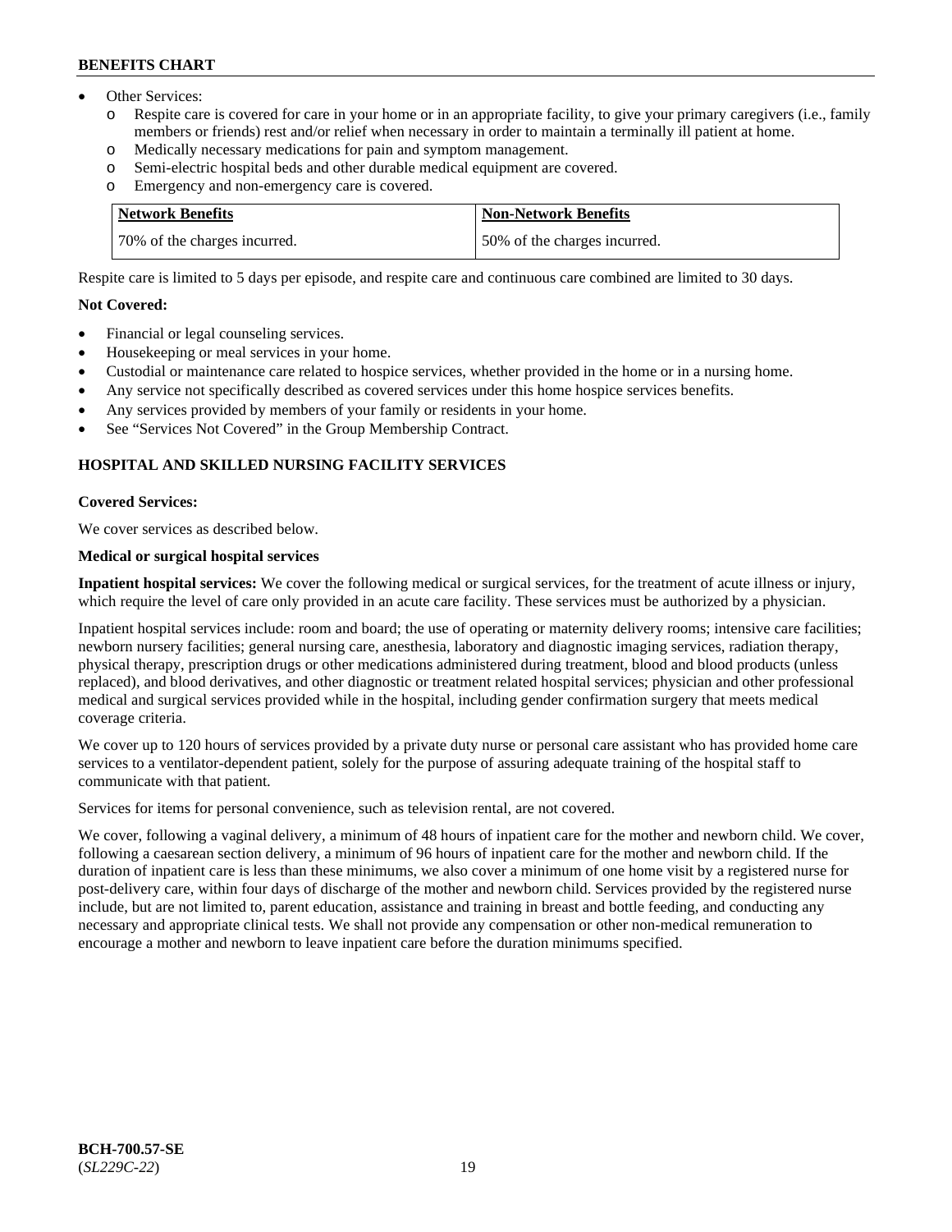- Other Services:
  - Respite care is covered for care in your home or in an appropriate facility, to give your primary caregivers (i.e., family members or friends) rest and/or relief when necessary in order to maintain a terminally ill patient at home.
  - Medically necessary medications for pain and symptom management.
  - Semi-electric hospital beds and other durable medical equipment are covered.
  - Emergency and non-emergency care is covered.

| Network Benefits | Non-Network Benefits |
|---|---|
| 70% of the charges incurred. | 50% of the charges incurred. |

Respite care is limited to 5 days per episode, and respite care and continuous care combined are limited to 30 days.

**Not Covered:**

- Financial or legal counseling services.
- Housekeeping or meal services in your home.
- Custodial or maintenance care related to hospice services, whether provided in the home or in a nursing home.
- Any service not specifically described as covered services under this home hospice services benefits.
- Any services provided by members of your family or residents in your home.
- See "Services Not Covered" in the Group Membership Contract.

## HOSPITAL AND SKILLED NURSING FACILITY SERVICES

**Covered Services:**

We cover services as described below.

**Medical or surgical hospital services**

**Inpatient hospital services:** We cover the following medical or surgical services, for the treatment of acute illness or injury, which require the level of care only provided in an acute care facility. These services must be authorized by a physician.

Inpatient hospital services include: room and board; the use of operating or maternity delivery rooms; intensive care facilities; newborn nursery facilities; general nursing care, anesthesia, laboratory and diagnostic imaging services, radiation therapy, physical therapy, prescription drugs or other medications administered during treatment, blood and blood products (unless replaced), and blood derivatives, and other diagnostic or treatment related hospital services; physician and other professional medical and surgical services provided while in the hospital, including gender confirmation surgery that meets medical coverage criteria.

We cover up to 120 hours of services provided by a private duty nurse or personal care assistant who has provided home care services to a ventilator-dependent patient, solely for the purpose of assuring adequate training of the hospital staff to communicate with that patient.

Services for items for personal convenience, such as television rental, are not covered.

We cover, following a vaginal delivery, a minimum of 48 hours of inpatient care for the mother and newborn child. We cover, following a caesarean section delivery, a minimum of 96 hours of inpatient care for the mother and newborn child. If the duration of inpatient care is less than these minimums, we also cover a minimum of one home visit by a registered nurse for post-delivery care, within four days of discharge of the mother and newborn child. Services provided by the registered nurse include, but are not limited to, parent education, assistance and training in breast and bottle feeding, and conducting any necessary and appropriate clinical tests. We shall not provide any compensation or other non-medical remuneration to encourage a mother and newborn to leave inpatient care before the duration minimums specified.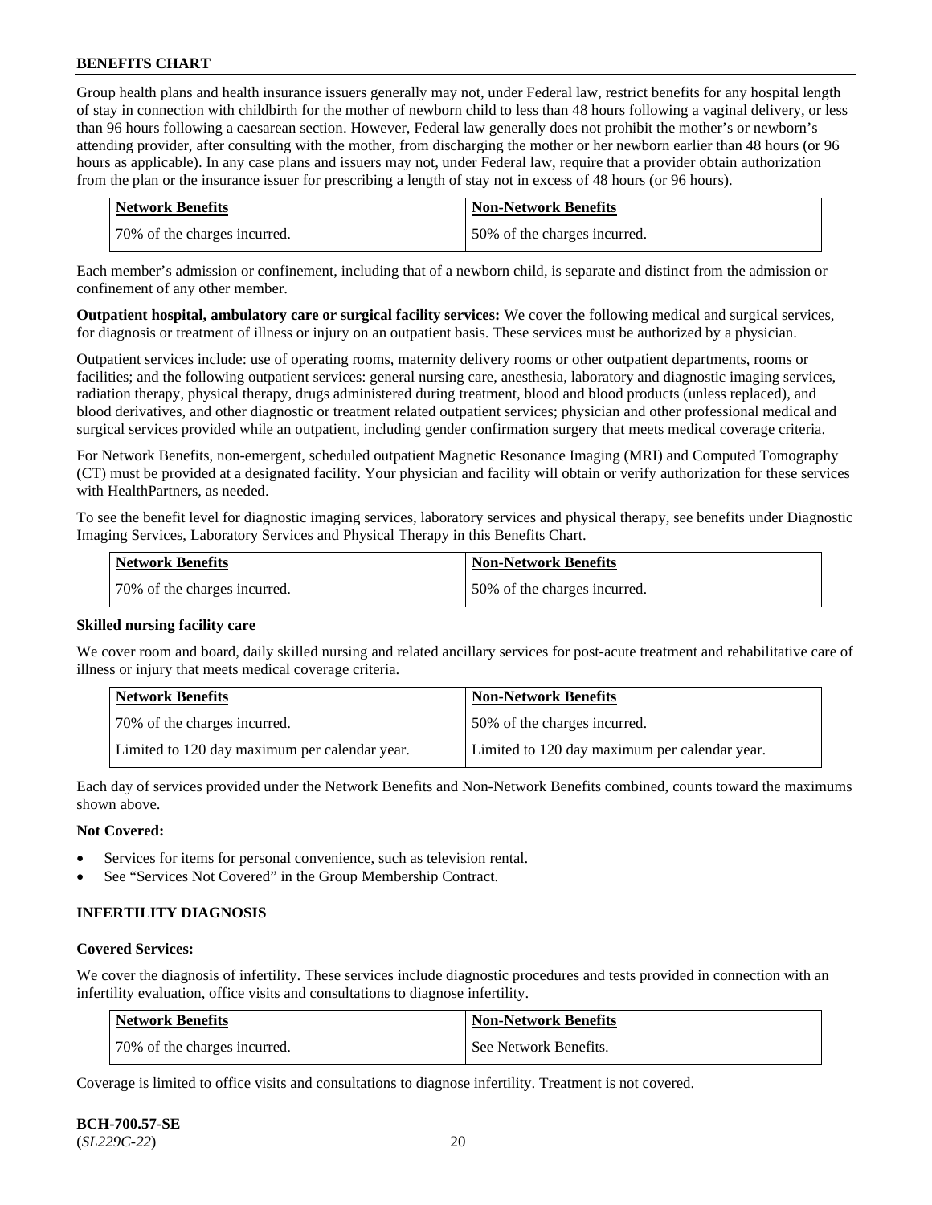Group health plans and health insurance issuers generally may not, under Federal law, restrict benefits for any hospital length of stay in connection with childbirth for the mother of newborn child to less than 48 hours following a vaginal delivery, or less than 96 hours following a caesarean section. However, Federal law generally does not prohibit the mother's or newborn's attending provider, after consulting with the mother, from discharging the mother or her newborn earlier than 48 hours (or 96 hours as applicable). In any case plans and issuers may not, under Federal law, require that a provider obtain authorization from the plan or the insurance issuer for prescribing a length of stay not in excess of 48 hours (or 96 hours).

| Network Benefits | Non-Network Benefits |
|---|---|
| 70% of the charges incurred. | 50% of the charges incurred. |

Each member's admission or confinement, including that of a newborn child, is separate and distinct from the admission or confinement of any other member.

**Outpatient hospital, ambulatory care or surgical facility services:** We cover the following medical and surgical services, for diagnosis or treatment of illness or injury on an outpatient basis. These services must be authorized by a physician.

Outpatient services include: use of operating rooms, maternity delivery rooms or other outpatient departments, rooms or facilities; and the following outpatient services: general nursing care, anesthesia, laboratory and diagnostic imaging services, radiation therapy, physical therapy, drugs administered during treatment, blood and blood products (unless replaced), and blood derivatives, and other diagnostic or treatment related outpatient services; physician and other professional medical and surgical services provided while an outpatient, including gender confirmation surgery that meets medical coverage criteria.

For Network Benefits, non-emergent, scheduled outpatient Magnetic Resonance Imaging (MRI) and Computed Tomography (CT) must be provided at a designated facility. Your physician and facility will obtain or verify authorization for these services with HealthPartners, as needed.

To see the benefit level for diagnostic imaging services, laboratory services and physical therapy, see benefits under Diagnostic Imaging Services, Laboratory Services and Physical Therapy in this Benefits Chart.

| Network Benefits | Non-Network Benefits |
|---|---|
| 70% of the charges incurred. | 50% of the charges incurred. |

**Skilled nursing facility care**

We cover room and board, daily skilled nursing and related ancillary services for post-acute treatment and rehabilitative care of illness or injury that meets medical coverage criteria.

| Network Benefits | Non-Network Benefits |
|---|---|
| 70% of the charges incurred. | 50% of the charges incurred. |
| Limited to 120 day maximum per calendar year. | Limited to 120 day maximum per calendar year. |

Each day of services provided under the Network Benefits and Non-Network Benefits combined, counts toward the maximums shown above.

**Not Covered:**

- Services for items for personal convenience, such as television rental.
- See "Services Not Covered" in the Group Membership Contract.

### INFERTILITY DIAGNOSIS

**Covered Services:**

We cover the diagnosis of infertility. These services include diagnostic procedures and tests provided in connection with an infertility evaluation, office visits and consultations to diagnose infertility.

| Network Benefits | Non-Network Benefits |
|---|---|
| 70% of the charges incurred. | See Network Benefits. |

Coverage is limited to office visits and consultations to diagnose infertility. Treatment is not covered.

**BCH-700.57-SE**
(*SL229C-22*)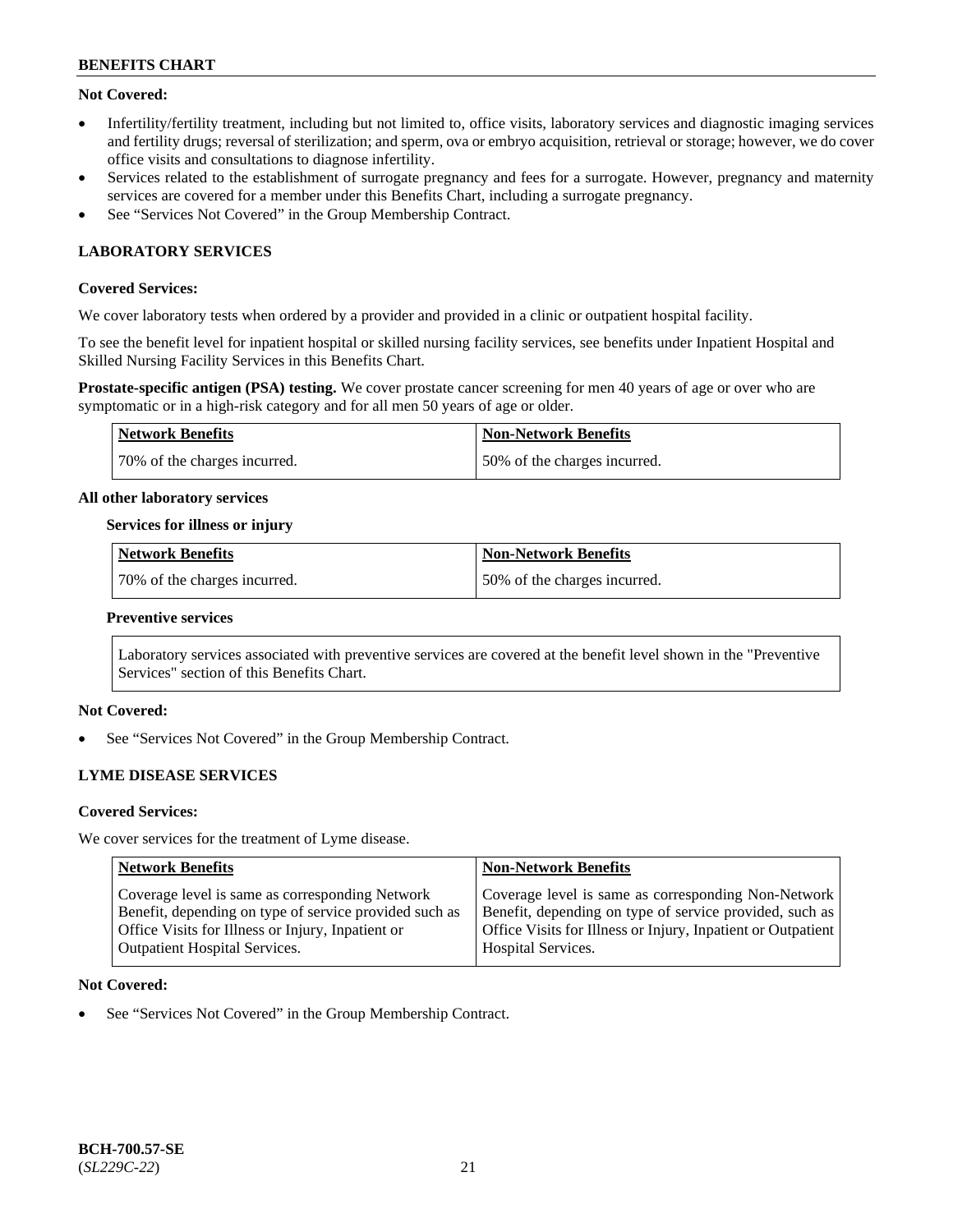**Not Covered:**

- Infertility/fertility treatment, including but not limited to, office visits, laboratory services and diagnostic imaging services and fertility drugs; reversal of sterilization; and sperm, ova or embryo acquisition, retrieval or storage; however, we do cover office visits and consultations to diagnose infertility.
- Services related to the establishment of surrogate pregnancy and fees for a surrogate. However, pregnancy and maternity services are covered for a member under this Benefits Chart, including a surrogate pregnancy.
- See "Services Not Covered" in the Group Membership Contract.

## LABORATORY SERVICES

**Covered Services:**

We cover laboratory tests when ordered by a provider and provided in a clinic or outpatient hospital facility.

To see the benefit level for inpatient hospital or skilled nursing facility services, see benefits under Inpatient Hospital and Skilled Nursing Facility Services in this Benefits Chart.

**Prostate-specific antigen (PSA) testing.** We cover prostate cancer screening for men 40 years of age or over who are symptomatic or in a high-risk category and for all men 50 years of age or older.

| Network Benefits | Non-Network Benefits |
|---|---|
| 70% of the charges incurred. | 50% of the charges incurred. |

**All other laboratory services**

**Services for illness or injury**

| Network Benefits | Non-Network Benefits |
|---|---|
| 70% of the charges incurred. | 50% of the charges incurred. |

**Preventive services**

Laboratory services associated with preventive services are covered at the benefit level shown in the "Preventive Services" section of this Benefits Chart.

**Not Covered:**

- See "Services Not Covered" in the Group Membership Contract.

## LYME DISEASE SERVICES

**Covered Services:**

We cover services for the treatment of Lyme disease.

| Network Benefits | Non-Network Benefits |
|---|---|
| Coverage level is same as corresponding Network Benefit, depending on type of service provided such as Office Visits for Illness or Injury, Inpatient or Outpatient Hospital Services. | Coverage level is same as corresponding Non-Network Benefit, depending on type of service provided, such as Office Visits for Illness or Injury, Inpatient or Outpatient Hospital Services. |

**Not Covered:**

- See "Services Not Covered" in the Group Membership Contract.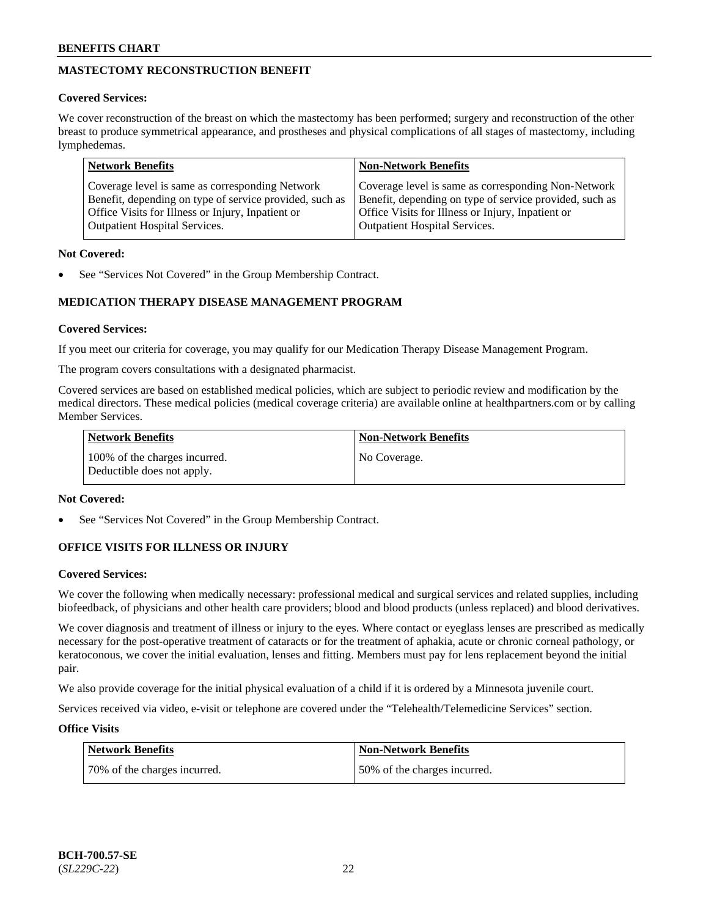## MASTECTOMY RECONSTRUCTION BENEFIT

**Covered Services:**

We cover reconstruction of the breast on which the mastectomy has been performed; surgery and reconstruction of the other breast to produce symmetrical appearance, and prostheses and physical complications of all stages of mastectomy, including lymphedemas.

| Network Benefits | Non-Network Benefits |
|---|---|
| Coverage level is same as corresponding Network Benefit, depending on type of service provided, such as Office Visits for Illness or Injury, Inpatient or Outpatient Hospital Services. | Coverage level is same as corresponding Non-Network Benefit, depending on type of service provided, such as Office Visits for Illness or Injury, Inpatient or Outpatient Hospital Services. |

**Not Covered:**

- See "Services Not Covered" in the Group Membership Contract.

## MEDICATION THERAPY DISEASE MANAGEMENT PROGRAM

**Covered Services:**

If you meet our criteria for coverage, you may qualify for our Medication Therapy Disease Management Program.

The program covers consultations with a designated pharmacist.

Covered services are based on established medical policies, which are subject to periodic review and modification by the medical directors. These medical policies (medical coverage criteria) are available online at healthpartners.com or by calling Member Services.

| Network Benefits | Non-Network Benefits |
|---|---|
| 100% of the charges incurred. Deductible does not apply. | No Coverage. |

**Not Covered:**

- See "Services Not Covered" in the Group Membership Contract.

## OFFICE VISITS FOR ILLNESS OR INJURY

**Covered Services:**

We cover the following when medically necessary: professional medical and surgical services and related supplies, including biofeedback, of physicians and other health care providers; blood and blood products (unless replaced) and blood derivatives.

We cover diagnosis and treatment of illness or injury to the eyes. Where contact or eyeglass lenses are prescribed as medically necessary for the post-operative treatment of cataracts or for the treatment of aphakia, acute or chronic corneal pathology, or keratoconous, we cover the initial evaluation, lenses and fitting. Members must pay for lens replacement beyond the initial pair.

We also provide coverage for the initial physical evaluation of a child if it is ordered by a Minnesota juvenile court.

Services received via video, e-visit or telephone are covered under the "Telehealth/Telemedicine Services" section.

**Office Visits**

| Network Benefits | Non-Network Benefits |
|---|---|
| 70% of the charges incurred. | 50% of the charges incurred. |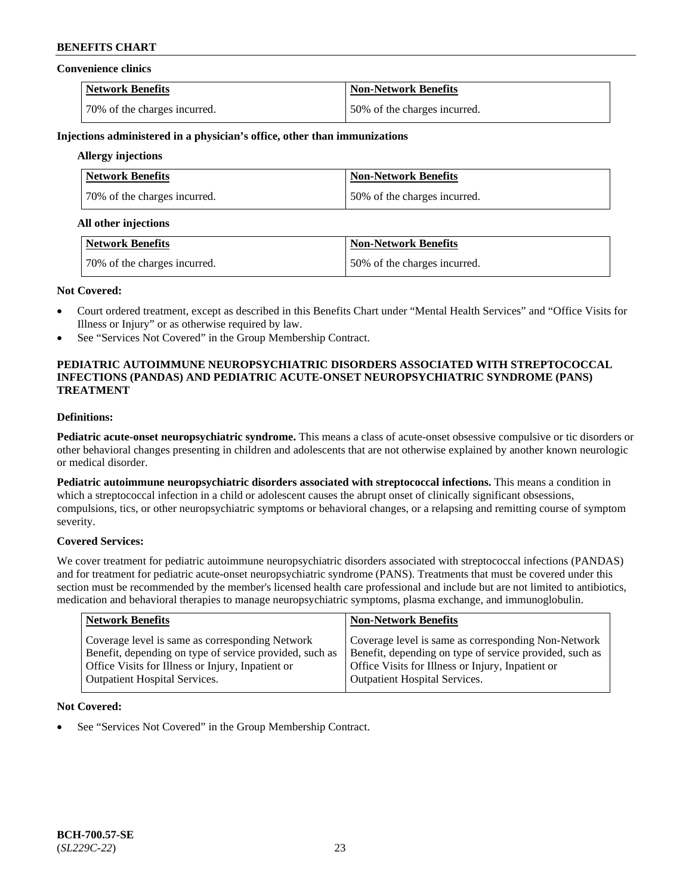**Convenience clinics**

| Network Benefits | Non-Network Benefits |
|---|---|
| 70% of the charges incurred. | 50% of the charges incurred. |

**Injections administered in a physician's office, other than immunizations**

**Allergy injections**

| Network Benefits | Non-Network Benefits |
|---|---|
| 70% of the charges incurred. | 50% of the charges incurred. |

**All other injections**

| Network Benefits | Non-Network Benefits |
|---|---|
| 70% of the charges incurred. | 50% of the charges incurred. |

**Not Covered:**

- Court ordered treatment, except as described in this Benefits Chart under "Mental Health Services" and "Office Visits for Illness or Injury" or as otherwise required by law.
- See "Services Not Covered" in the Group Membership Contract.

## PEDIATRIC AUTOIMMUNE NEUROPSYCHIATRIC DISORDERS ASSOCIATED WITH STREPTOCOCCAL INFECTIONS (PANDAS) AND PEDIATRIC ACUTE-ONSET NEUROPSYCHIATRIC SYNDROME (PANS) TREATMENT

**Definitions:**

**Pediatric acute-onset neuropsychiatric syndrome.** This means a class of acute-onset obsessive compulsive or tic disorders or other behavioral changes presenting in children and adolescents that are not otherwise explained by another known neurologic or medical disorder.

**Pediatric autoimmune neuropsychiatric disorders associated with streptococcal infections.** This means a condition in which a streptococcal infection in a child or adolescent causes the abrupt onset of clinically significant obsessions, compulsions, tics, or other neuropsychiatric symptoms or behavioral changes, or a relapsing and remitting course of symptom severity.

**Covered Services:**

We cover treatment for pediatric autoimmune neuropsychiatric disorders associated with streptococcal infections (PANDAS) and for treatment for pediatric acute-onset neuropsychiatric syndrome (PANS). Treatments that must be covered under this section must be recommended by the member's licensed health care professional and include but are not limited to antibiotics, medication and behavioral therapies to manage neuropsychiatric symptoms, plasma exchange, and immunoglobulin.

| Network Benefits | Non-Network Benefits |
|---|---|
| Coverage level is same as corresponding Network Benefit, depending on type of service provided, such as Office Visits for Illness or Injury, Inpatient or Outpatient Hospital Services. | Coverage level is same as corresponding Non-Network Benefit, depending on type of service provided, such as Office Visits for Illness or Injury, Inpatient or Outpatient Hospital Services. |

**Not Covered:**

- See "Services Not Covered" in the Group Membership Contract.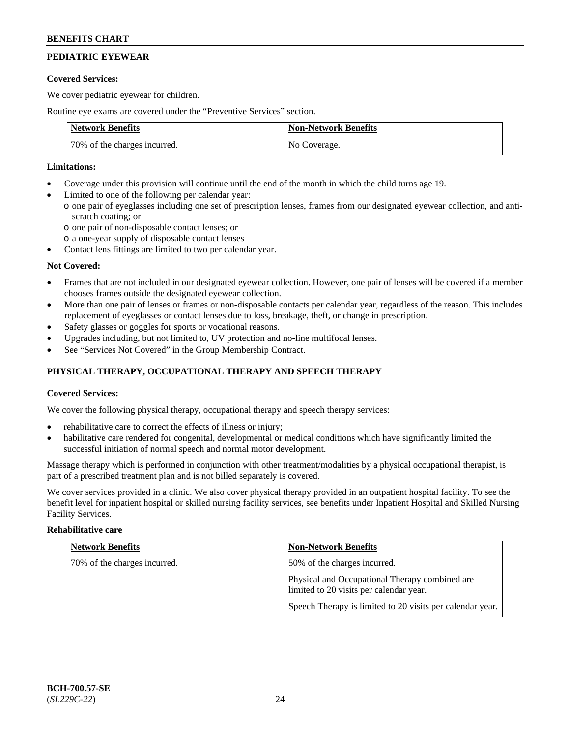## PEDIATRIC EYEWEAR

**Covered Services:**

We cover pediatric eyewear for children.

Routine eye exams are covered under the "Preventive Services" section.

| Network Benefits | Non-Network Benefits |
|---|---|
| 70% of the charges incurred. | No Coverage. |

**Limitations:**

- Coverage under this provision will continue until the end of the month in which the child turns age 19.
- Limited to one of the following per calendar year:
  - o one pair of eyeglasses including one set of prescription lenses, frames from our designated eyewear collection, and anti-scratch coating; or
  - o one pair of non-disposable contact lenses; or
  - o a one-year supply of disposable contact lenses
- Contact lens fittings are limited to two per calendar year.

**Not Covered:**

- Frames that are not included in our designated eyewear collection. However, one pair of lenses will be covered if a member chooses frames outside the designated eyewear collection.
- More than one pair of lenses or frames or non-disposable contacts per calendar year, regardless of the reason. This includes replacement of eyeglasses or contact lenses due to loss, breakage, theft, or change in prescription.
- Safety glasses or goggles for sports or vocational reasons.
- Upgrades including, but not limited to, UV protection and no-line multifocal lenses.
- See "Services Not Covered" in the Group Membership Contract.

## PHYSICAL THERAPY, OCCUPATIONAL THERAPY AND SPEECH THERAPY

**Covered Services:**

We cover the following physical therapy, occupational therapy and speech therapy services:

- rehabilitative care to correct the effects of illness or injury;
- habilitative care rendered for congenital, developmental or medical conditions which have significantly limited the successful initiation of normal speech and normal motor development.

Massage therapy which is performed in conjunction with other treatment/modalities by a physical occupational therapist, is part of a prescribed treatment plan and is not billed separately is covered.

We cover services provided in a clinic. We also cover physical therapy provided in an outpatient hospital facility. To see the benefit level for inpatient hospital or skilled nursing facility services, see benefits under Inpatient Hospital and Skilled Nursing Facility Services.

**Rehabilitative care**

| Network Benefits | Non-Network Benefits |
|---|---|
| 70% of the charges incurred. | 50% of the charges incurred.<br><br>Physical and Occupational Therapy combined are limited to 20 visits per calendar year.<br><br>Speech Therapy is limited to 20 visits per calendar year. |

BCH-700.57-SE
(*SL229C-22*)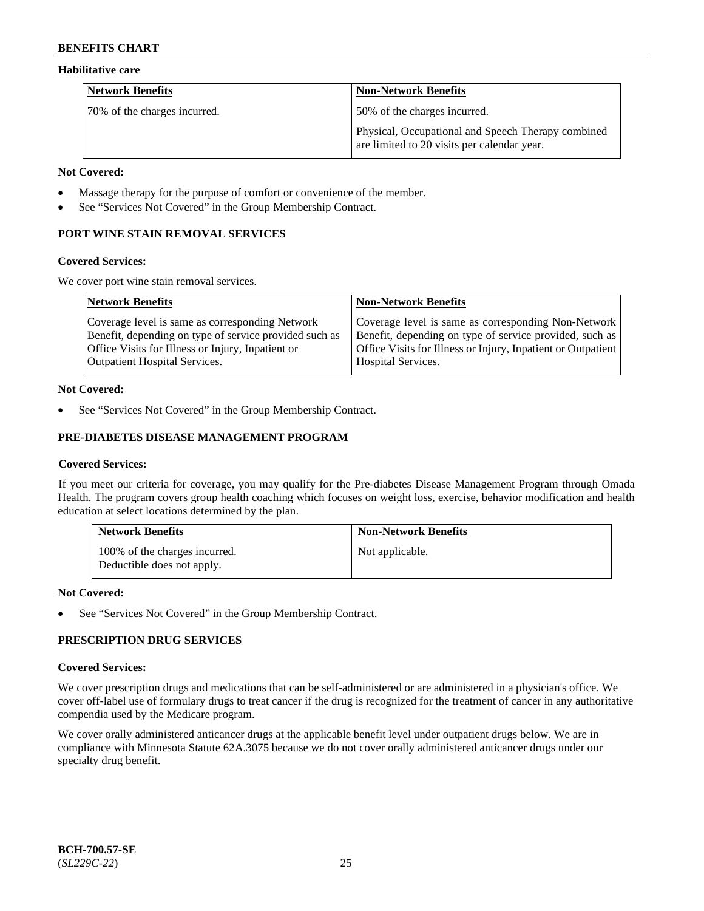**Habilitative care**

| Network Benefits | Non-Network Benefits |
|---|---|
| 70% of the charges incurred. | 50% of the charges incurred.<br><br>Physical, Occupational and Speech Therapy combined are limited to 20 visits per calendar year. |

**Not Covered:**

- Massage therapy for the purpose of comfort or convenience of the member.
- See "Services Not Covered" in the Group Membership Contract.

## PORT WINE STAIN REMOVAL SERVICES

**Covered Services:**

We cover port wine stain removal services.

| Network Benefits | Non-Network Benefits |
|---|---|
| Coverage level is same as corresponding Network Benefit, depending on type of service provided such as Office Visits for Illness or Injury, Inpatient or Outpatient Hospital Services. | Coverage level is same as corresponding Non-Network Benefit, depending on type of service provided, such as Office Visits for Illness or Injury, Inpatient or Outpatient Hospital Services. |

**Not Covered:**

- See "Services Not Covered" in the Group Membership Contract.

## PRE-DIABETES DISEASE MANAGEMENT PROGRAM

**Covered Services:**

If you meet our criteria for coverage, you may qualify for the Pre-diabetes Disease Management Program through Omada Health. The program covers group health coaching which focuses on weight loss, exercise, behavior modification and health education at select locations determined by the plan.

| Network Benefits | Non-Network Benefits |
|---|---|
| 100% of the charges incurred.<br>Deductible does not apply. | Not applicable. |

**Not Covered:**

- See "Services Not Covered" in the Group Membership Contract.

## PRESCRIPTION DRUG SERVICES

**Covered Services:**

We cover prescription drugs and medications that can be self-administered or are administered in a physician's office. We cover off-label use of formulary drugs to treat cancer if the drug is recognized for the treatment of cancer in any authoritative compendia used by the Medicare program.

We cover orally administered anticancer drugs at the applicable benefit level under outpatient drugs below. We are in compliance with Minnesota Statute 62A.3075 because we do not cover orally administered anticancer drugs under our specialty drug benefit.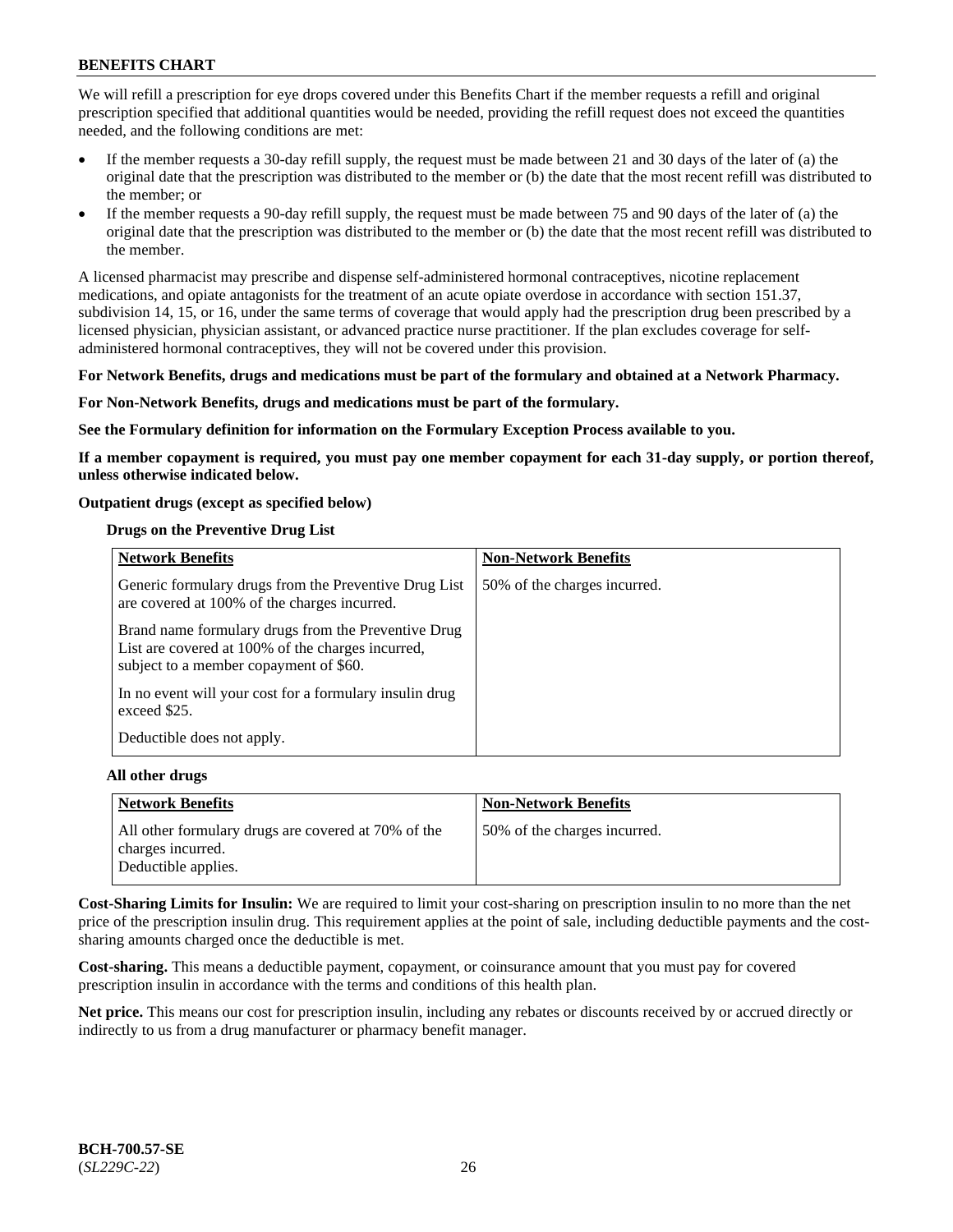We will refill a prescription for eye drops covered under this Benefits Chart if the member requests a refill and original prescription specified that additional quantities would be needed, providing the refill request does not exceed the quantities needed, and the following conditions are met:

- If the member requests a 30-day refill supply, the request must be made between 21 and 30 days of the later of (a) the original date that the prescription was distributed to the member or (b) the date that the most recent refill was distributed to the member; or
- If the member requests a 90-day refill supply, the request must be made between 75 and 90 days of the later of (a) the original date that the prescription was distributed to the member or (b) the date that the most recent refill was distributed to the member.

A licensed pharmacist may prescribe and dispense self-administered hormonal contraceptives, nicotine replacement medications, and opiate antagonists for the treatment of an acute opiate overdose in accordance with section 151.37, subdivision 14, 15, or 16, under the same terms of coverage that would apply had the prescription drug been prescribed by a licensed physician, physician assistant, or advanced practice nurse practitioner. If the plan excludes coverage for self-administered hormonal contraceptives, they will not be covered under this provision.

**For Network Benefits, drugs and medications must be part of the formulary and obtained at a Network Pharmacy.**

**For Non-Network Benefits, drugs and medications must be part of the formulary.**

**See the Formulary definition for information on the Formulary Exception Process available to you.**

**If a member copayment is required, you must pay one member copayment for each 31-day supply, or portion thereof, unless otherwise indicated below.**

**Outpatient drugs (except as specified below)**

**Drugs on the Preventive Drug List**

| Network Benefits | Non-Network Benefits |
|---|---|
| Generic formulary drugs from the Preventive Drug List are covered at 100% of the charges incurred.<br><br>Brand name formulary drugs from the Preventive Drug List are covered at 100% of the charges incurred, subject to a member copayment of $60.<br><br>In no event will your cost for a formulary insulin drug exceed $25.<br><br>Deductible does not apply. | 50% of the charges incurred. |

**All other drugs**

| Network Benefits | Non-Network Benefits |
|---|---|
| All other formulary drugs are covered at 70% of the charges incurred.<br>Deductible applies. | 50% of the charges incurred. |

**Cost-Sharing Limits for Insulin:** We are required to limit your cost-sharing on prescription insulin to no more than the net price of the prescription insulin drug. This requirement applies at the point of sale, including deductible payments and the cost-sharing amounts charged once the deductible is met.

**Cost-sharing.** This means a deductible payment, copayment, or coinsurance amount that you must pay for covered prescription insulin in accordance with the terms and conditions of this health plan.

**Net price.** This means our cost for prescription insulin, including any rebates or discounts received by or accrued directly or indirectly to us from a drug manufacturer or pharmacy benefit manager.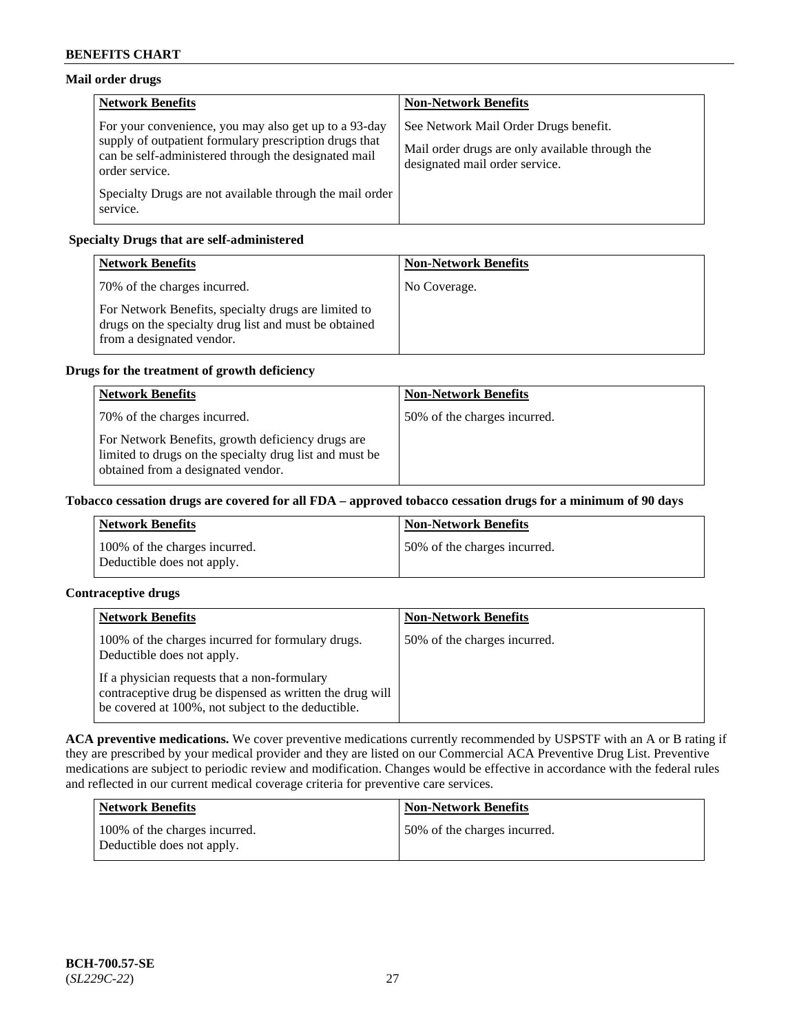**Mail order drugs**

| Network Benefits | Non-Network Benefits |
|---|---|
| For your convenience, you may also get up to a 93-day supply of outpatient formulary prescription drugs that can be self-administered through the designated mail order service.<br><br>Specialty Drugs are not available through the mail order service. | See Network Mail Order Drugs benefit.<br><br>Mail order drugs are only available through the designated mail order service. |

**Specialty Drugs that are self-administered**

| Network Benefits | Non-Network Benefits |
|---|---|
| 70% of the charges incurred.<br><br>For Network Benefits, specialty drugs are limited to drugs on the specialty drug list and must be obtained from a designated vendor. | No Coverage. |

**Drugs for the treatment of growth deficiency**

| Network Benefits | Non-Network Benefits |
|---|---|
| 70% of the charges incurred.<br><br>For Network Benefits, growth deficiency drugs are limited to drugs on the specialty drug list and must be obtained from a designated vendor. | 50% of the charges incurred. |

**Tobacco cessation drugs are covered for all FDA – approved tobacco cessation drugs for a minimum of 90 days**

| Network Benefits | Non-Network Benefits |
|---|---|
| 100% of the charges incurred.<br>Deductible does not apply. | 50% of the charges incurred. |

**Contraceptive drugs**

| Network Benefits | Non-Network Benefits |
|---|---|
| 100% of the charges incurred for formulary drugs. Deductible does not apply.<br><br>If a physician requests that a non-formulary contraceptive drug be dispensed as written the drug will be covered at 100%, not subject to the deductible. | 50% of the charges incurred. |

**ACA preventive medications.** We cover preventive medications currently recommended by USPSTF with an A or B rating if they are prescribed by your medical provider and they are listed on our Commercial ACA Preventive Drug List. Preventive medications are subject to periodic review and modification. Changes would be effective in accordance with the federal rules and reflected in our current medical coverage criteria for preventive care services.

| Network Benefits | Non-Network Benefits |
|---|---|
| 100% of the charges incurred.<br>Deductible does not apply. | 50% of the charges incurred. |

BCH-700.57-SE
(*SL229C-22*)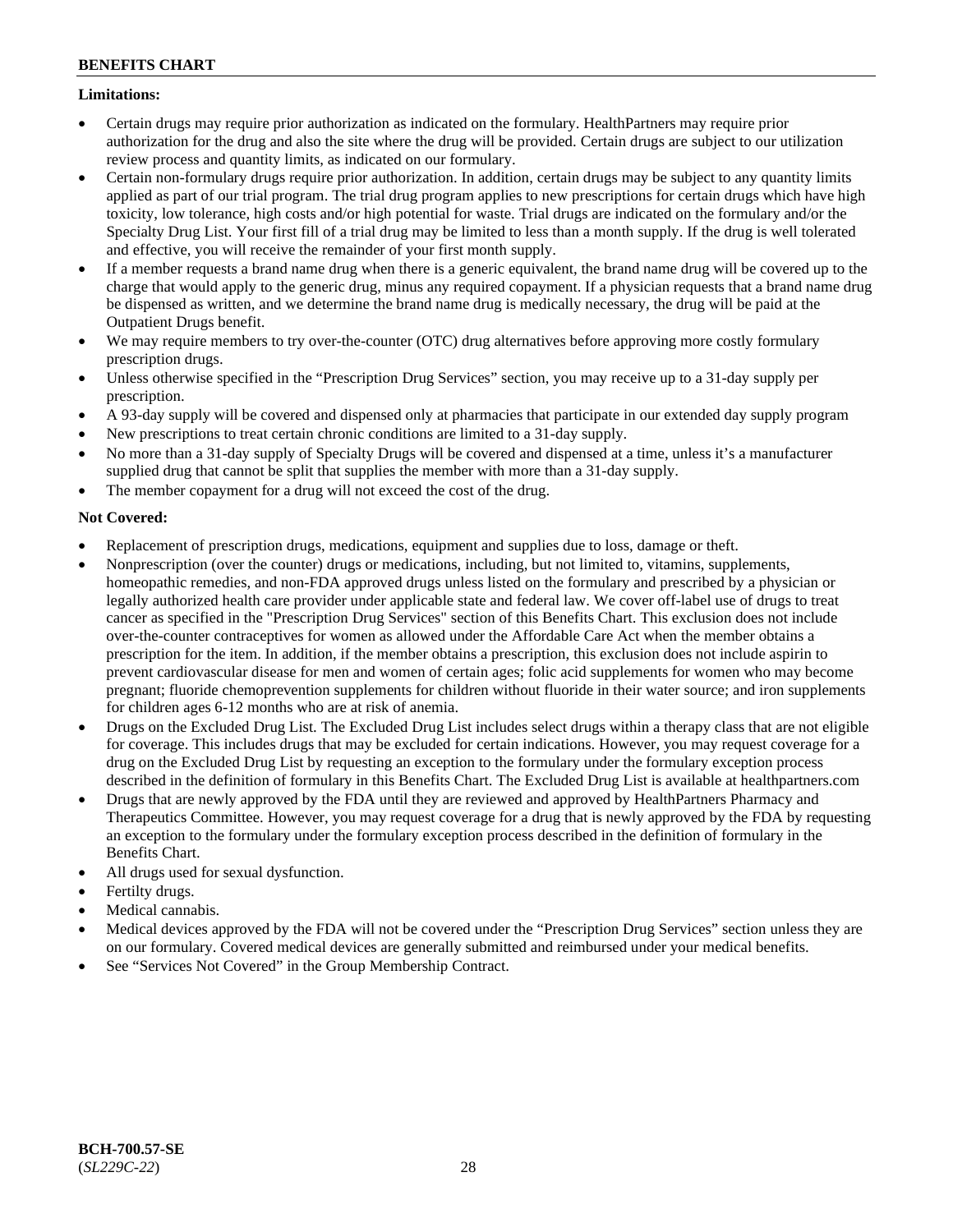**Limitations:**

- Certain drugs may require prior authorization as indicated on the formulary. HealthPartners may require prior authorization for the drug and also the site where the drug will be provided. Certain drugs are subject to our utilization review process and quantity limits, as indicated on our formulary.
- Certain non-formulary drugs require prior authorization. In addition, certain drugs may be subject to any quantity limits applied as part of our trial program. The trial drug program applies to new prescriptions for certain drugs which have high toxicity, low tolerance, high costs and/or high potential for waste. Trial drugs are indicated on the formulary and/or the Specialty Drug List. Your first fill of a trial drug may be limited to less than a month supply. If the drug is well tolerated and effective, you will receive the remainder of your first month supply.
- If a member requests a brand name drug when there is a generic equivalent, the brand name drug will be covered up to the charge that would apply to the generic drug, minus any required copayment. If a physician requests that a brand name drug be dispensed as written, and we determine the brand name drug is medically necessary, the drug will be paid at the Outpatient Drugs benefit.
- We may require members to try over-the-counter (OTC) drug alternatives before approving more costly formulary prescription drugs.
- Unless otherwise specified in the "Prescription Drug Services" section, you may receive up to a 31-day supply per prescription.
- A 93-day supply will be covered and dispensed only at pharmacies that participate in our extended day supply program
- New prescriptions to treat certain chronic conditions are limited to a 31-day supply.
- No more than a 31-day supply of Specialty Drugs will be covered and dispensed at a time, unless it's a manufacturer supplied drug that cannot be split that supplies the member with more than a 31-day supply.
- The member copayment for a drug will not exceed the cost of the drug.

**Not Covered:**

- Replacement of prescription drugs, medications, equipment and supplies due to loss, damage or theft.
- Nonprescription (over the counter) drugs or medications, including, but not limited to, vitamins, supplements, homeopathic remedies, and non-FDA approved drugs unless listed on the formulary and prescribed by a physician or legally authorized health care provider under applicable state and federal law. We cover off-label use of drugs to treat cancer as specified in the "Prescription Drug Services" section of this Benefits Chart. This exclusion does not include over-the-counter contraceptives for women as allowed under the Affordable Care Act when the member obtains a prescription for the item. In addition, if the member obtains a prescription, this exclusion does not include aspirin to prevent cardiovascular disease for men and women of certain ages; folic acid supplements for women who may become pregnant; fluoride chemoprevention supplements for children without fluoride in their water source; and iron supplements for children ages 6-12 months who are at risk of anemia.
- Drugs on the Excluded Drug List. The Excluded Drug List includes select drugs within a therapy class that are not eligible for coverage. This includes drugs that may be excluded for certain indications. However, you may request coverage for a drug on the Excluded Drug List by requesting an exception to the formulary under the formulary exception process described in the definition of formulary in this Benefits Chart. The Excluded Drug List is available at healthpartners.com
- Drugs that are newly approved by the FDA until they are reviewed and approved by HealthPartners Pharmacy and Therapeutics Committee. However, you may request coverage for a drug that is newly approved by the FDA by requesting an exception to the formulary under the formulary exception process described in the definition of formulary in the Benefits Chart.
- All drugs used for sexual dysfunction.
- Fertilty drugs.
- Medical cannabis.
- Medical devices approved by the FDA will not be covered under the "Prescription Drug Services" section unless they are on our formulary. Covered medical devices are generally submitted and reimbursed under your medical benefits.
- See "Services Not Covered" in the Group Membership Contract.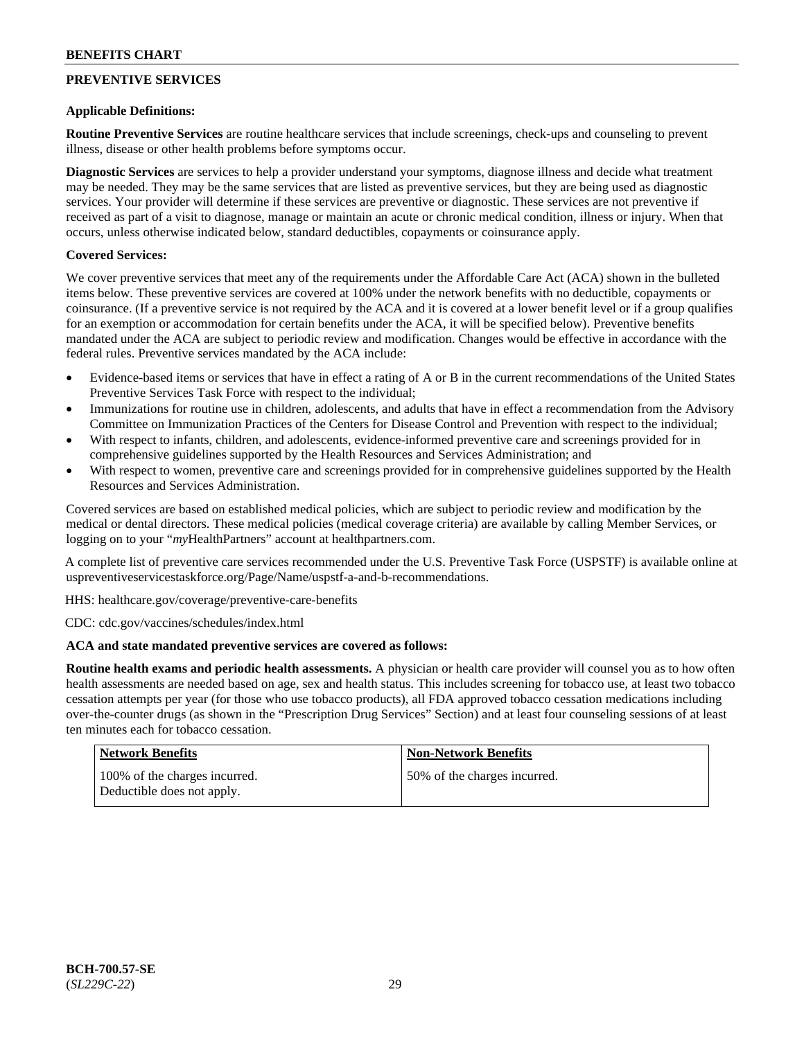## PREVENTIVE SERVICES

**Applicable Definitions:**

**Routine Preventive Services** are routine healthcare services that include screenings, check-ups and counseling to prevent illness, disease or other health problems before symptoms occur.

**Diagnostic Services** are services to help a provider understand your symptoms, diagnose illness and decide what treatment may be needed. They may be the same services that are listed as preventive services, but they are being used as diagnostic services. Your provider will determine if these services are preventive or diagnostic. These services are not preventive if received as part of a visit to diagnose, manage or maintain an acute or chronic medical condition, illness or injury. When that occurs, unless otherwise indicated below, standard deductibles, copayments or coinsurance apply.

**Covered Services:**

We cover preventive services that meet any of the requirements under the Affordable Care Act (ACA) shown in the bulleted items below. These preventive services are covered at 100% under the network benefits with no deductible, copayments or coinsurance. (If a preventive service is not required by the ACA and it is covered at a lower benefit level or if a group qualifies for an exemption or accommodation for certain benefits under the ACA, it will be specified below). Preventive benefits mandated under the ACA are subject to periodic review and modification. Changes would be effective in accordance with the federal rules. Preventive services mandated by the ACA include:

- Evidence-based items or services that have in effect a rating of A or B in the current recommendations of the United States Preventive Services Task Force with respect to the individual;
- Immunizations for routine use in children, adolescents, and adults that have in effect a recommendation from the Advisory Committee on Immunization Practices of the Centers for Disease Control and Prevention with respect to the individual;
- With respect to infants, children, and adolescents, evidence-informed preventive care and screenings provided for in comprehensive guidelines supported by the Health Resources and Services Administration; and
- With respect to women, preventive care and screenings provided for in comprehensive guidelines supported by the Health Resources and Services Administration.

Covered services are based on established medical policies, which are subject to periodic review and modification by the medical or dental directors. These medical policies (medical coverage criteria) are available by calling Member Services, or logging on to your "*my*HealthPartners" account at healthpartners.com.

A complete list of preventive care services recommended under the U.S. Preventive Task Force (USPSTF) is available online at uspreventiveservicestaskforce.org/Page/Name/uspstf-a-and-b-recommendations.

HHS: healthcare.gov/coverage/preventive-care-benefits

CDC: cdc.gov/vaccines/schedules/index.html

**ACA and state mandated preventive services are covered as follows:**

**Routine health exams and periodic health assessments.** A physician or health care provider will counsel you as to how often health assessments are needed based on age, sex and health status. This includes screening for tobacco use, at least two tobacco cessation attempts per year (for those who use tobacco products), all FDA approved tobacco cessation medications including over-the-counter drugs (as shown in the "Prescription Drug Services" Section) and at least four counseling sessions of at least ten minutes each for tobacco cessation.

| Network Benefits | Non-Network Benefits |
|---|---|
| 100% of the charges incurred. Deductible does not apply. | 50% of the charges incurred. |

**BCH-700.57-SE**
(*SL229C-22*)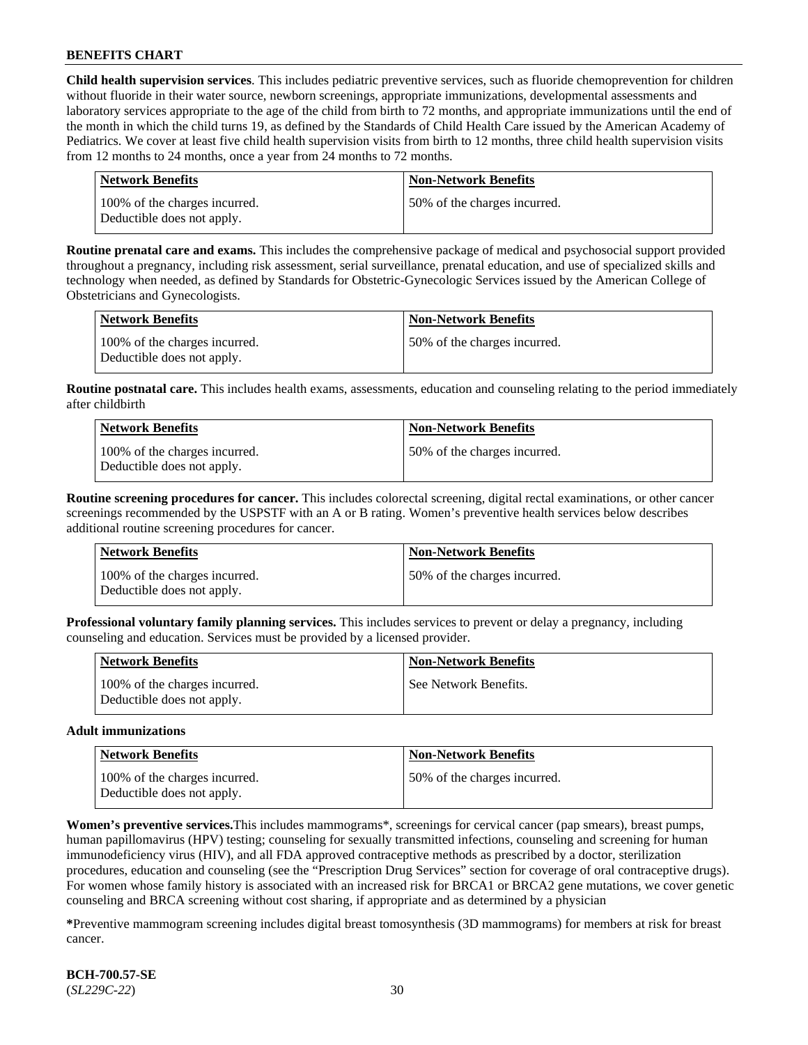**Child health supervision services**. This includes pediatric preventive services, such as fluoride chemoprevention for children without fluoride in their water source, newborn screenings, appropriate immunizations, developmental assessments and laboratory services appropriate to the age of the child from birth to 72 months, and appropriate immunizations until the end of the month in which the child turns 19, as defined by the Standards of Child Health Care issued by the American Academy of Pediatrics. We cover at least five child health supervision visits from birth to 12 months, three child health supervision visits from 12 months to 24 months, once a year from 24 months to 72 months.

| Network Benefits | Non-Network Benefits |
|---|---|
| 100% of the charges incurred. Deductible does not apply. | 50% of the charges incurred. |

**Routine prenatal care and exams.** This includes the comprehensive package of medical and psychosocial support provided throughout a pregnancy, including risk assessment, serial surveillance, prenatal education, and use of specialized skills and technology when needed, as defined by Standards for Obstetric-Gynecologic Services issued by the American College of Obstetricians and Gynecologists.

| Network Benefits | Non-Network Benefits |
|---|---|
| 100% of the charges incurred. Deductible does not apply. | 50% of the charges incurred. |

**Routine postnatal care.** This includes health exams, assessments, education and counseling relating to the period immediately after childbirth

| Network Benefits | Non-Network Benefits |
|---|---|
| 100% of the charges incurred. Deductible does not apply. | 50% of the charges incurred. |

**Routine screening procedures for cancer.** This includes colorectal screening, digital rectal examinations, or other cancer screenings recommended by the USPSTF with an A or B rating. Women's preventive health services below describes additional routine screening procedures for cancer.

| Network Benefits | Non-Network Benefits |
|---|---|
| 100% of the charges incurred. Deductible does not apply. | 50% of the charges incurred. |

**Professional voluntary family planning services.** This includes services to prevent or delay a pregnancy, including counseling and education. Services must be provided by a licensed provider.

| Network Benefits | Non-Network Benefits |
|---|---|
| 100% of the charges incurred. Deductible does not apply. | See Network Benefits. |

**Adult immunizations**

| Network Benefits | Non-Network Benefits |
|---|---|
| 100% of the charges incurred. Deductible does not apply. | 50% of the charges incurred. |

**Women's preventive services.**This includes mammograms*, screenings for cervical cancer (pap smears), breast pumps, human papillomavirus (HPV) testing; counseling for sexually transmitted infections, counseling and screening for human immunodeficiency virus (HIV), and all FDA approved contraceptive methods as prescribed by a doctor, sterilization procedures, education and counseling (see the "Prescription Drug Services" section for coverage of oral contraceptive drugs). For women whose family history is associated with an increased risk for BRCA1 or BRCA2 gene mutations, we cover genetic counseling and BRCA screening without cost sharing, if appropriate and as determined by a physician

***Preventive mammogram screening includes digital breast tomosynthesis (3D mammograms) for members at risk for breast cancer.**

**BCH-700.57-SE**
(*SL229C-22*)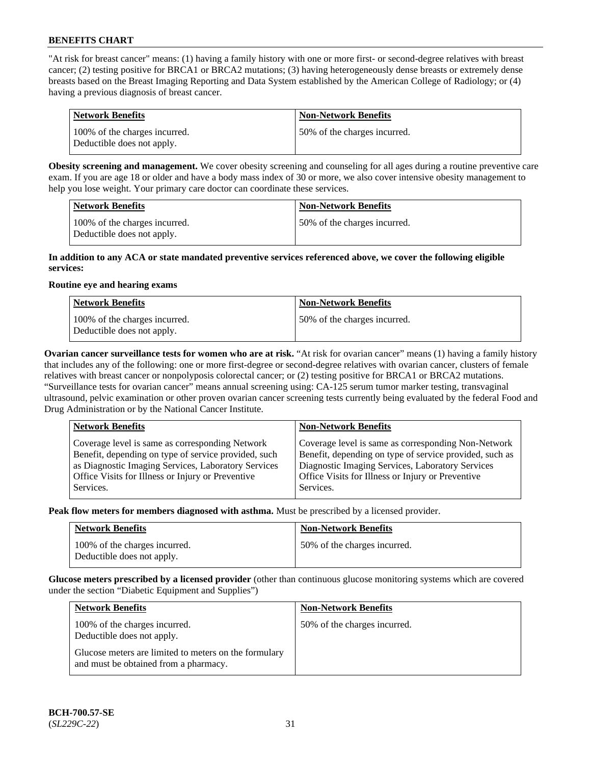"At risk for breast cancer" means: (1) having a family history with one or more first- or second-degree relatives with breast cancer; (2) testing positive for BRCA1 or BRCA2 mutations; (3) having heterogeneously dense breasts or extremely dense breasts based on the Breast Imaging Reporting and Data System established by the American College of Radiology; or (4) having a previous diagnosis of breast cancer.

| Network Benefits | Non-Network Benefits |
| --- | --- |
| 100% of the charges incurred. Deductible does not apply. | 50% of the charges incurred. |

**Obesity screening and management.** We cover obesity screening and counseling for all ages during a routine preventive care exam. If you are age 18 or older and have a body mass index of 30 or more, we also cover intensive obesity management to help you lose weight. Your primary care doctor can coordinate these services.

| Network Benefits | Non-Network Benefits |
| --- | --- |
| 100% of the charges incurred. Deductible does not apply. | 50% of the charges incurred. |

**In addition to any ACA or state mandated preventive services referenced above, we cover the following eligible services:**

**Routine eye and hearing exams**

| Network Benefits | Non-Network Benefits |
| --- | --- |
| 100% of the charges incurred. Deductible does not apply. | 50% of the charges incurred. |

**Ovarian cancer surveillance tests for women who are at risk.** "At risk for ovarian cancer" means (1) having a family history that includes any of the following: one or more first-degree or second-degree relatives with ovarian cancer, clusters of female relatives with breast cancer or nonpolyposis colorectal cancer; or (2) testing positive for BRCA1 or BRCA2 mutations. "Surveillance tests for ovarian cancer" means annual screening using: CA-125 serum tumor marker testing, transvaginal ultrasound, pelvic examination or other proven ovarian cancer screening tests currently being evaluated by the federal Food and Drug Administration or by the National Cancer Institute.

| Network Benefits | Non-Network Benefits |
| --- | --- |
| Coverage level is same as corresponding Network Benefit, depending on type of service provided, such as Diagnostic Imaging Services, Laboratory Services Office Visits for Illness or Injury or Preventive Services. | Coverage level is same as corresponding Non-Network Benefit, depending on type of service provided, such as Diagnostic Imaging Services, Laboratory Services Office Visits for Illness or Injury or Preventive Services. |

**Peak flow meters for members diagnosed with asthma.** Must be prescribed by a licensed provider.

| Network Benefits | Non-Network Benefits |
| --- | --- |
| 100% of the charges incurred. Deductible does not apply. | 50% of the charges incurred. |

**Glucose meters prescribed by a licensed provider** (other than continuous glucose monitoring systems which are covered under the section "Diabetic Equipment and Supplies")

| Network Benefits | Non-Network Benefits |
| --- | --- |
| 100% of the charges incurred. Deductible does not apply. Glucose meters are limited to meters on the formulary and must be obtained from a pharmacy. | 50% of the charges incurred. |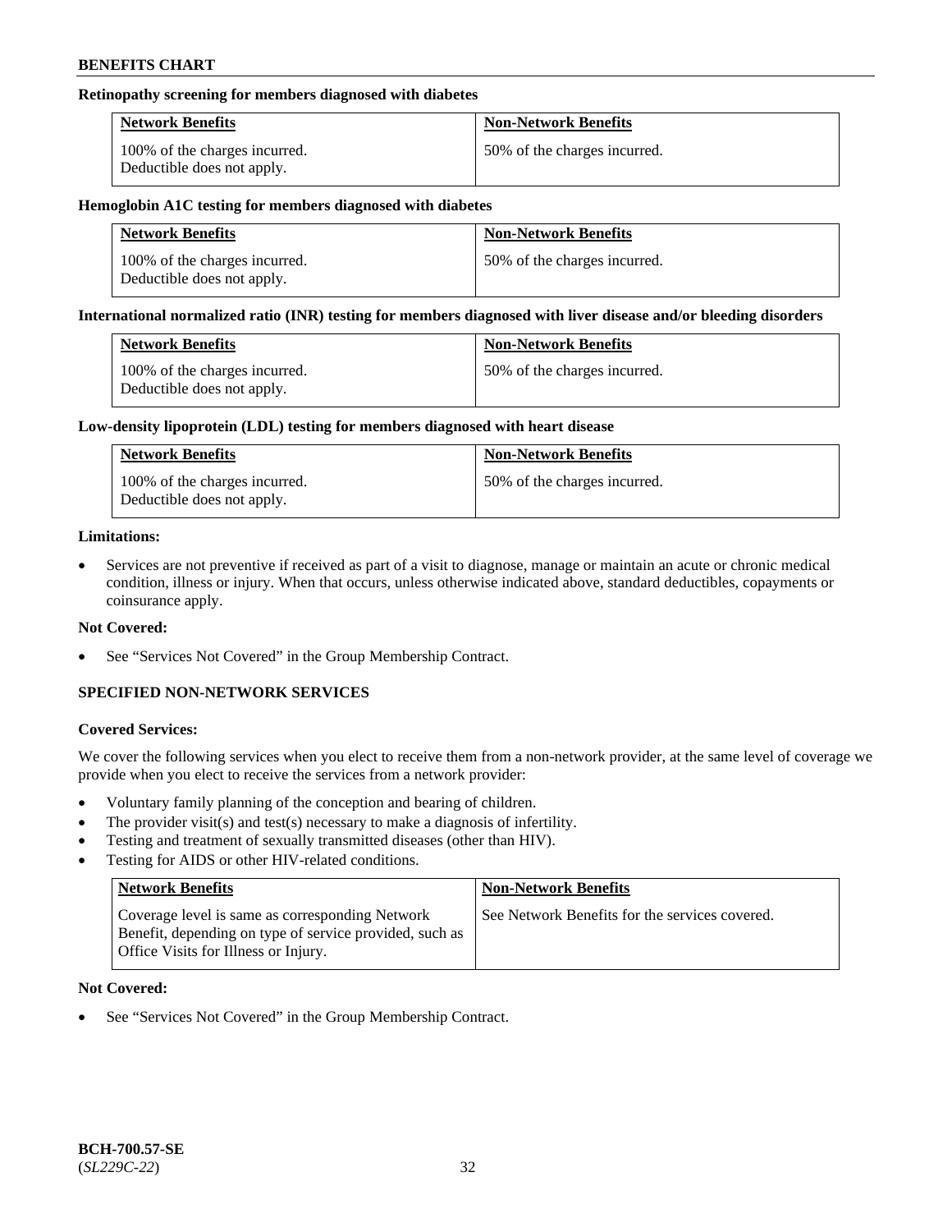**Retinopathy screening for members diagnosed with diabetes**

| Network Benefits | Non-Network Benefits |
|---|---|
| 100% of the charges incurred. Deductible does not apply. | 50% of the charges incurred. |

**Hemoglobin A1C testing for members diagnosed with diabetes**

| Network Benefits | Non-Network Benefits |
|---|---|
| 100% of the charges incurred. Deductible does not apply. | 50% of the charges incurred. |

**International normalized ratio (INR) testing for members diagnosed with liver disease and/or bleeding disorders**

| Network Benefits | Non-Network Benefits |
|---|---|
| 100% of the charges incurred. Deductible does not apply. | 50% of the charges incurred. |

**Low-density lipoprotein (LDL) testing for members diagnosed with heart disease**

| Network Benefits | Non-Network Benefits |
|---|---|
| 100% of the charges incurred. Deductible does not apply. | 50% of the charges incurred. |

**Limitations:**

- Services are not preventive if received as part of a visit to diagnose, manage or maintain an acute or chronic medical condition, illness or injury. When that occurs, unless otherwise indicated above, standard deductibles, copayments or coinsurance apply.

**Not Covered:**

- See "Services Not Covered" in the Group Membership Contract.

## SPECIFIED NON-NETWORK SERVICES

**Covered Services:**

We cover the following services when you elect to receive them from a non-network provider, at the same level of coverage we provide when you elect to receive the services from a network provider:

- Voluntary family planning of the conception and bearing of children.
- The provider visit(s) and test(s) necessary to make a diagnosis of infertility.
- Testing and treatment of sexually transmitted diseases (other than HIV).
- Testing for AIDS or other HIV-related conditions.

| Network Benefits | Non-Network Benefits |
|---|---|
| Coverage level is same as corresponding Network Benefit, depending on type of service provided, such as Office Visits for Illness or Injury. | See Network Benefits for the services covered. |

**Not Covered:**

- See "Services Not Covered" in the Group Membership Contract.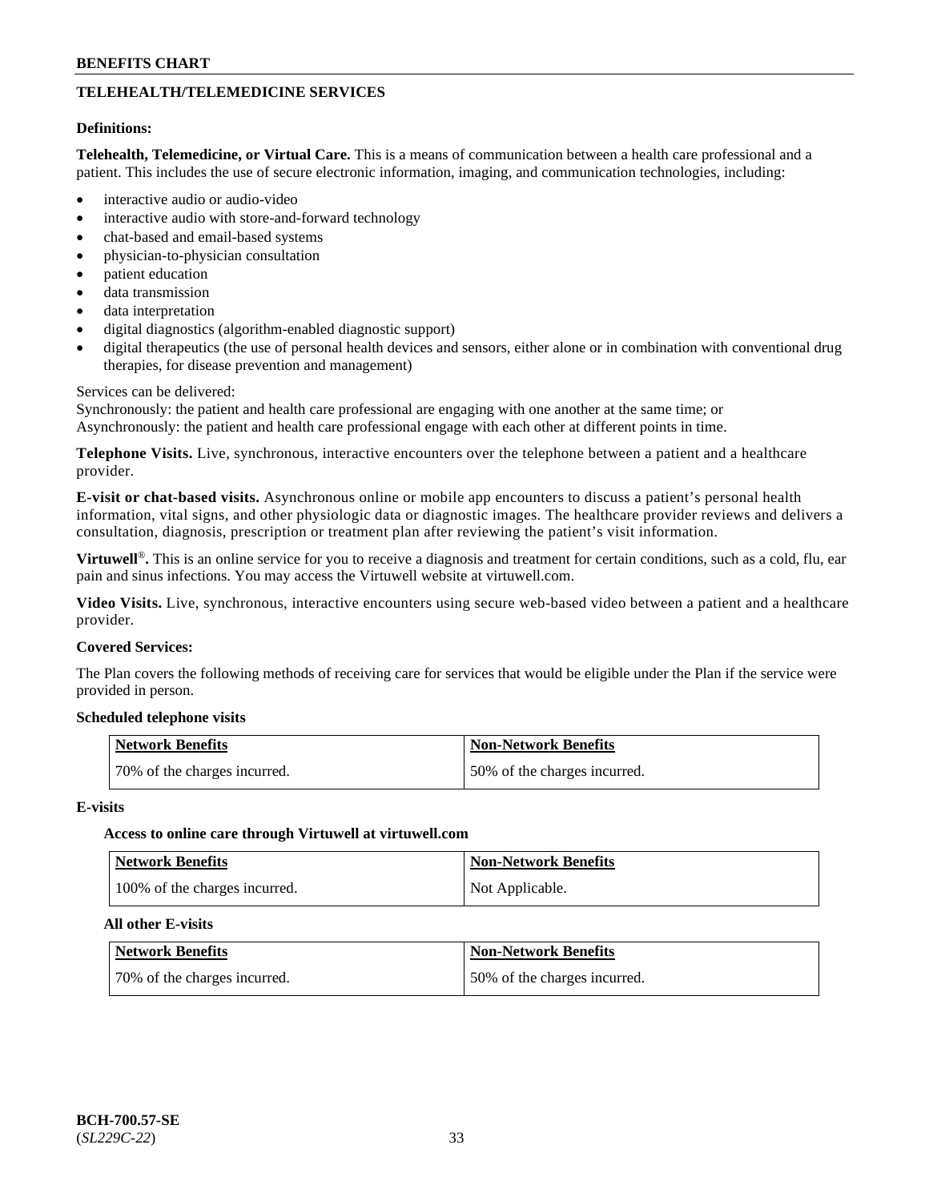## TELEHEALTH/TELEMEDICINE SERVICES

**Definitions:**

**Telehealth, Telemedicine, or Virtual Care.** This is a means of communication between a health care professional and a patient. This includes the use of secure electronic information, imaging, and communication technologies, including:

- interactive audio or audio-video
- interactive audio with store-and-forward technology
- chat-based and email-based systems
- physician-to-physician consultation
- patient education
- data transmission
- data interpretation
- digital diagnostics (algorithm-enabled diagnostic support)
- digital therapeutics (the use of personal health devices and sensors, either alone or in combination with conventional drug therapies, for disease prevention and management)

Services can be delivered:
Synchronously: the patient and health care professional are engaging with one another at the same time; or
Asynchronously: the patient and health care professional engage with each other at different points in time.

**Telephone Visits.** Live, synchronous, interactive encounters over the telephone between a patient and a healthcare provider.

**E-visit or chat-based visits.** Asynchronous online or mobile app encounters to discuss a patient's personal health information, vital signs, and other physiologic data or diagnostic images. The healthcare provider reviews and delivers a consultation, diagnosis, prescription or treatment plan after reviewing the patient's visit information.

**Virtuwell®.** This is an online service for you to receive a diagnosis and treatment for certain conditions, such as a cold, flu, ear pain and sinus infections. You may access the Virtuwell website at virtuwell.com.

**Video Visits.** Live, synchronous, interactive encounters using secure web-based video between a patient and a healthcare provider.

**Covered Services:**

The Plan covers the following methods of receiving care for services that would be eligible under the Plan if the service were provided in person.

**Scheduled telephone visits**

| Network Benefits | Non-Network Benefits |
|---|---|
| 70% of the charges incurred. | 50% of the charges incurred. |

**E-visits**

**Access to online care through Virtuwell at virtuwell.com**

| Network Benefits | Non-Network Benefits |
|---|---|
| 100% of the charges incurred. | Not Applicable. |

**All other E-visits**

| Network Benefits | Non-Network Benefits |
|---|---|
| 70% of the charges incurred. | 50% of the charges incurred. |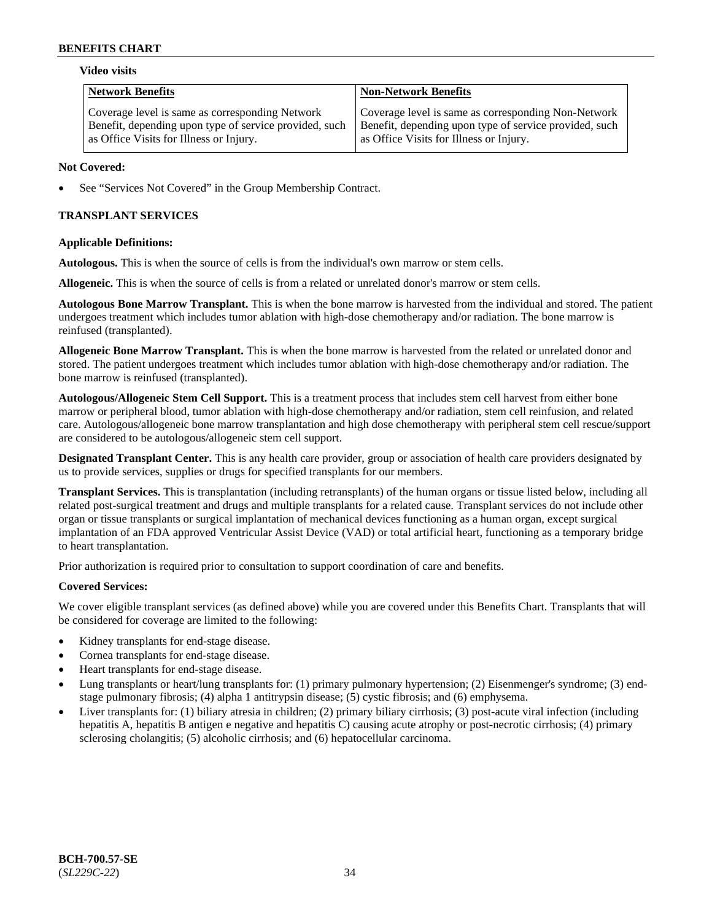**Video visits**

| Network Benefits | Non-Network Benefits |
|---|---|
| Coverage level is same as corresponding Network Benefit, depending upon type of service provided, such as Office Visits for Illness or Injury. | Coverage level is same as corresponding Non-Network Benefit, depending upon type of service provided, such as Office Visits for Illness or Injury. |

**Not Covered:**

- See "Services Not Covered" in the Group Membership Contract.

### TRANSPLANT SERVICES

**Applicable Definitions:**

**Autologous.** This is when the source of cells is from the individual's own marrow or stem cells.

**Allogeneic.** This is when the source of cells is from a related or unrelated donor's marrow or stem cells.

**Autologous Bone Marrow Transplant.** This is when the bone marrow is harvested from the individual and stored. The patient undergoes treatment which includes tumor ablation with high-dose chemotherapy and/or radiation. The bone marrow is reinfused (transplanted).

**Allogeneic Bone Marrow Transplant.** This is when the bone marrow is harvested from the related or unrelated donor and stored. The patient undergoes treatment which includes tumor ablation with high-dose chemotherapy and/or radiation. The bone marrow is reinfused (transplanted).

**Autologous/Allogeneic Stem Cell Support.** This is a treatment process that includes stem cell harvest from either bone marrow or peripheral blood, tumor ablation with high-dose chemotherapy and/or radiation, stem cell reinfusion, and related care. Autologous/allogeneic bone marrow transplantation and high dose chemotherapy with peripheral stem cell rescue/support are considered to be autologous/allogeneic stem cell support.

**Designated Transplant Center.** This is any health care provider, group or association of health care providers designated by us to provide services, supplies or drugs for specified transplants for our members.

**Transplant Services.** This is transplantation (including retransplants) of the human organs or tissue listed below, including all related post-surgical treatment and drugs and multiple transplants for a related cause. Transplant services do not include other organ or tissue transplants or surgical implantation of mechanical devices functioning as a human organ, except surgical implantation of an FDA approved Ventricular Assist Device (VAD) or total artificial heart, functioning as a temporary bridge to heart transplantation.

Prior authorization is required prior to consultation to support coordination of care and benefits.

**Covered Services:**

We cover eligible transplant services (as defined above) while you are covered under this Benefits Chart. Transplants that will be considered for coverage are limited to the following:

- Kidney transplants for end-stage disease.
- Cornea transplants for end-stage disease.
- Heart transplants for end-stage disease.
- Lung transplants or heart/lung transplants for: (1) primary pulmonary hypertension; (2) Eisenmenger's syndrome; (3) end-stage pulmonary fibrosis; (4) alpha 1 antitrypsin disease; (5) cystic fibrosis; and (6) emphysema.
- Liver transplants for: (1) biliary atresia in children; (2) primary biliary cirrhosis; (3) post-acute viral infection (including hepatitis A, hepatitis B antigen e negative and hepatitis C) causing acute atrophy or post-necrotic cirrhosis; (4) primary sclerosing cholangitis; (5) alcoholic cirrhosis; and (6) hepatocellular carcinoma.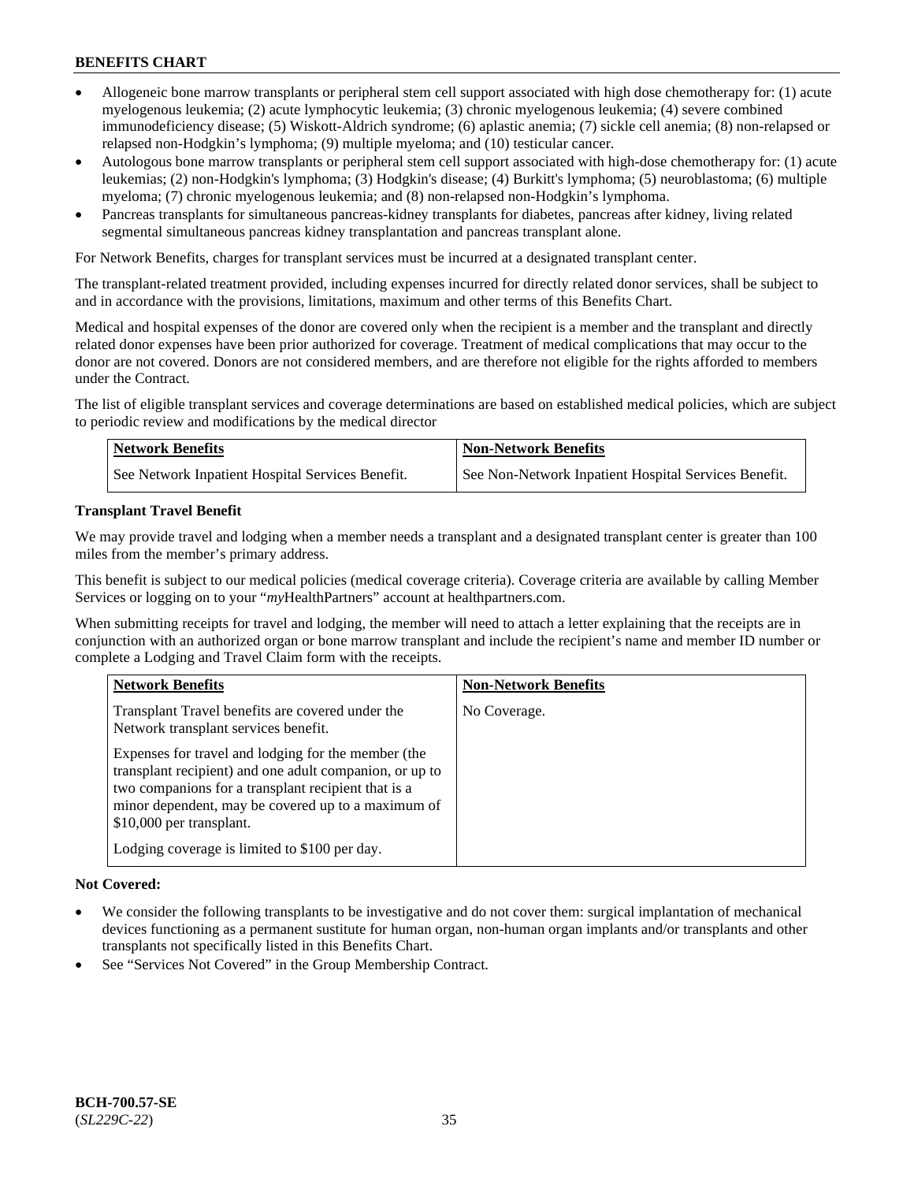- Allogeneic bone marrow transplants or peripheral stem cell support associated with high dose chemotherapy for: (1) acute myelogenous leukemia; (2) acute lymphocytic leukemia; (3) chronic myelogenous leukemia; (4) severe combined immunodeficiency disease; (5) Wiskott-Aldrich syndrome; (6) aplastic anemia; (7) sickle cell anemia; (8) non-relapsed or relapsed non-Hodgkin's lymphoma; (9) multiple myeloma; and (10) testicular cancer.
- Autologous bone marrow transplants or peripheral stem cell support associated with high-dose chemotherapy for: (1) acute leukemias; (2) non-Hodgkin's lymphoma; (3) Hodgkin's disease; (4) Burkitt's lymphoma; (5) neuroblastoma; (6) multiple myeloma; (7) chronic myelogenous leukemia; and (8) non-relapsed non-Hodgkin's lymphoma.
- Pancreas transplants for simultaneous pancreas-kidney transplants for diabetes, pancreas after kidney, living related segmental simultaneous pancreas kidney transplantation and pancreas transplant alone.

For Network Benefits, charges for transplant services must be incurred at a designated transplant center.

The transplant-related treatment provided, including expenses incurred for directly related donor services, shall be subject to and in accordance with the provisions, limitations, maximum and other terms of this Benefits Chart.

Medical and hospital expenses of the donor are covered only when the recipient is a member and the transplant and directly related donor expenses have been prior authorized for coverage. Treatment of medical complications that may occur to the donor are not covered. Donors are not considered members, and are therefore not eligible for the rights afforded to members under the Contract.

The list of eligible transplant services and coverage determinations are based on established medical policies, which are subject to periodic review and modifications by the medical director

| Network Benefits | Non-Network Benefits |
|---|---|
| See Network Inpatient Hospital Services Benefit. | See Non-Network Inpatient Hospital Services Benefit. |

**Transplant Travel Benefit**

We may provide travel and lodging when a member needs a transplant and a designated transplant center is greater than 100 miles from the member's primary address.

This benefit is subject to our medical policies (medical coverage criteria). Coverage criteria are available by calling Member Services or logging on to your "*my*HealthPartners" account at healthpartners.com.

When submitting receipts for travel and lodging, the member will need to attach a letter explaining that the receipts are in conjunction with an authorized organ or bone marrow transplant and include the recipient's name and member ID number or complete a Lodging and Travel Claim form with the receipts.

| Network Benefits | Non-Network Benefits |
|---|---|
| Transplant Travel benefits are covered under the Network transplant services benefit.<br><br>Expenses for travel and lodging for the member (the transplant recipient) and one adult companion, or up to two companions for a transplant recipient that is a minor dependent, may be covered up to a maximum of $10,000 per transplant.<br><br>Lodging coverage is limited to $100 per day. | No Coverage. |

**Not Covered:**

- We consider the following transplants to be investigative and do not cover them: surgical implantation of mechanical devices functioning as a permanent sustitute for human organ, non-human organ implants and/or transplants and other transplants not specifically listed in this Benefits Chart.
- See "Services Not Covered" in the Group Membership Contract.